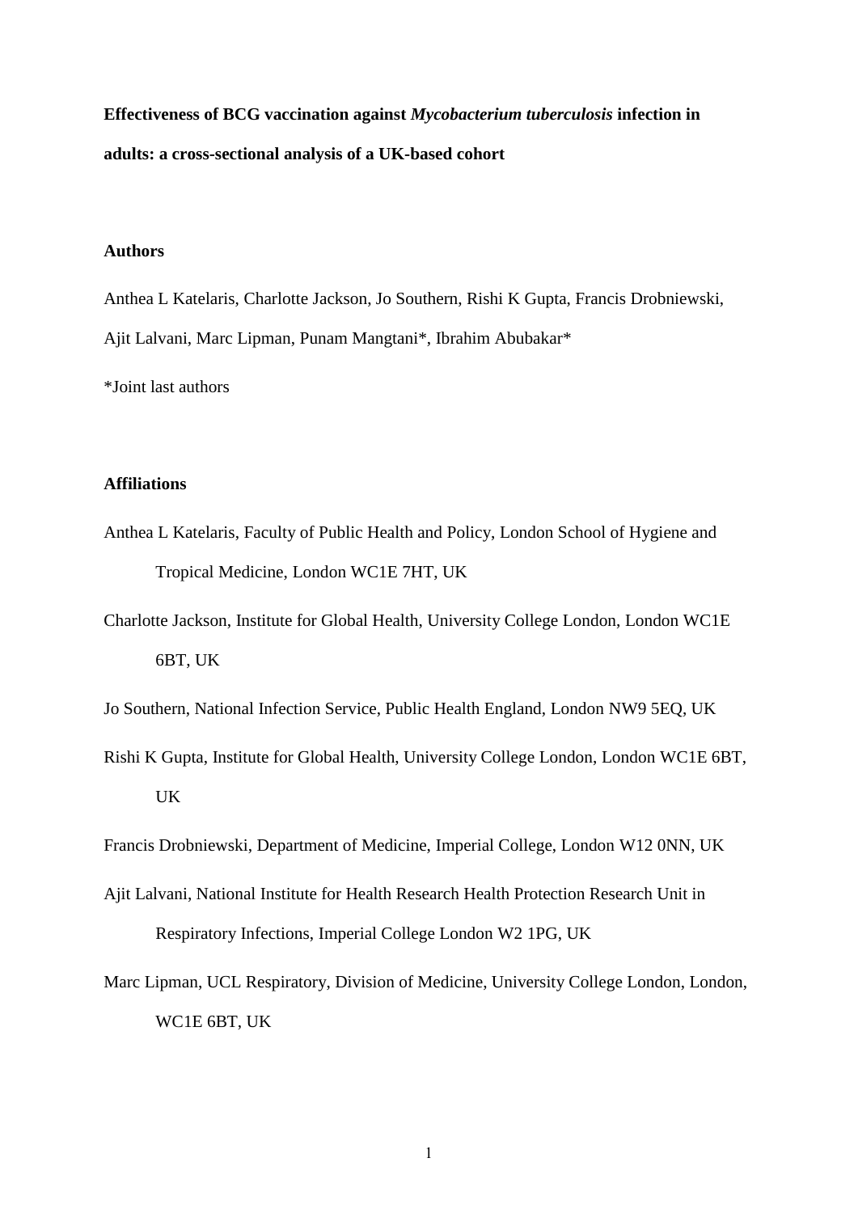# Effectiveness of BCG vaccination against *Mycobacterium tuberculosis* infection in adults: a cross-sectional analysis of a UK-based cohort

## Authors

Anthea L Katelaris, Charlotte Jackson, Jo Southern, Rishi K Gupta, Francis Drobniewski, Ajit Lalvani, Marc Lipman, Punam Mangtani*, Ibrahim Abubakar*

*Joint last authors

## Affiliations

Anthea L Katelaris, Faculty of Public Health and Policy, London School of Hygiene and Tropical Medicine, London WC1E 7HT, UK

Charlotte Jackson, Institute for Global Health, University College London, London WC1E 6BT, UK

Jo Southern, National Infection Service, Public Health England, London NW9 5EQ, UK

Rishi K Gupta, Institute for Global Health, University College London, London WC1E 6BT, UK

Francis Drobniewski, Department of Medicine, Imperial College, London W12 0NN, UK

Ajit Lalvani, National Institute for Health Research Health Protection Research Unit in Respiratory Infections, Imperial College London W2 1PG, UK

Marc Lipman, UCL Respiratory, Division of Medicine, University College London, London, WC1E 6BT, UK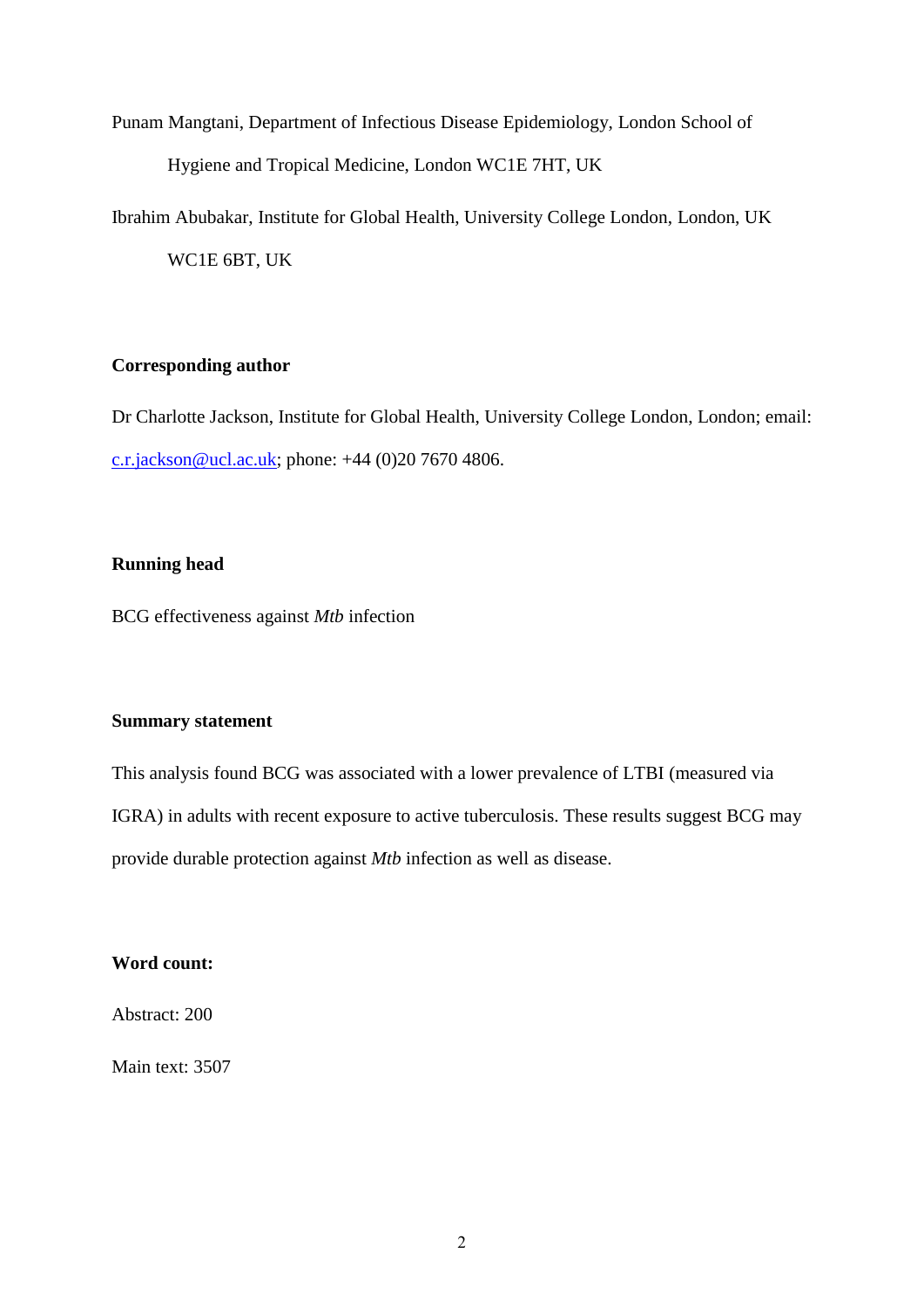Punam Mangtani, Department of Infectious Disease Epidemiology, London School of Hygiene and Tropical Medicine, London WC1E 7HT, UK

Ibrahim Abubakar, Institute for Global Health, University College London, London, UK WC1E 6BT, UK

**Corresponding author**

Dr Charlotte Jackson, Institute for Global Health, University College London, London; email: c.r.jackson@ucl.ac.uk; phone: +44 (0)20 7670 4806.

**Running head**

BCG effectiveness against *Mtb* infection

**Summary statement**

This analysis found BCG was associated with a lower prevalence of LTBI (measured via IGRA) in adults with recent exposure to active tuberculosis. These results suggest BCG may provide durable protection against *Mtb* infection as well as disease.

**Word count:**

Abstract: 200

Main text: 3507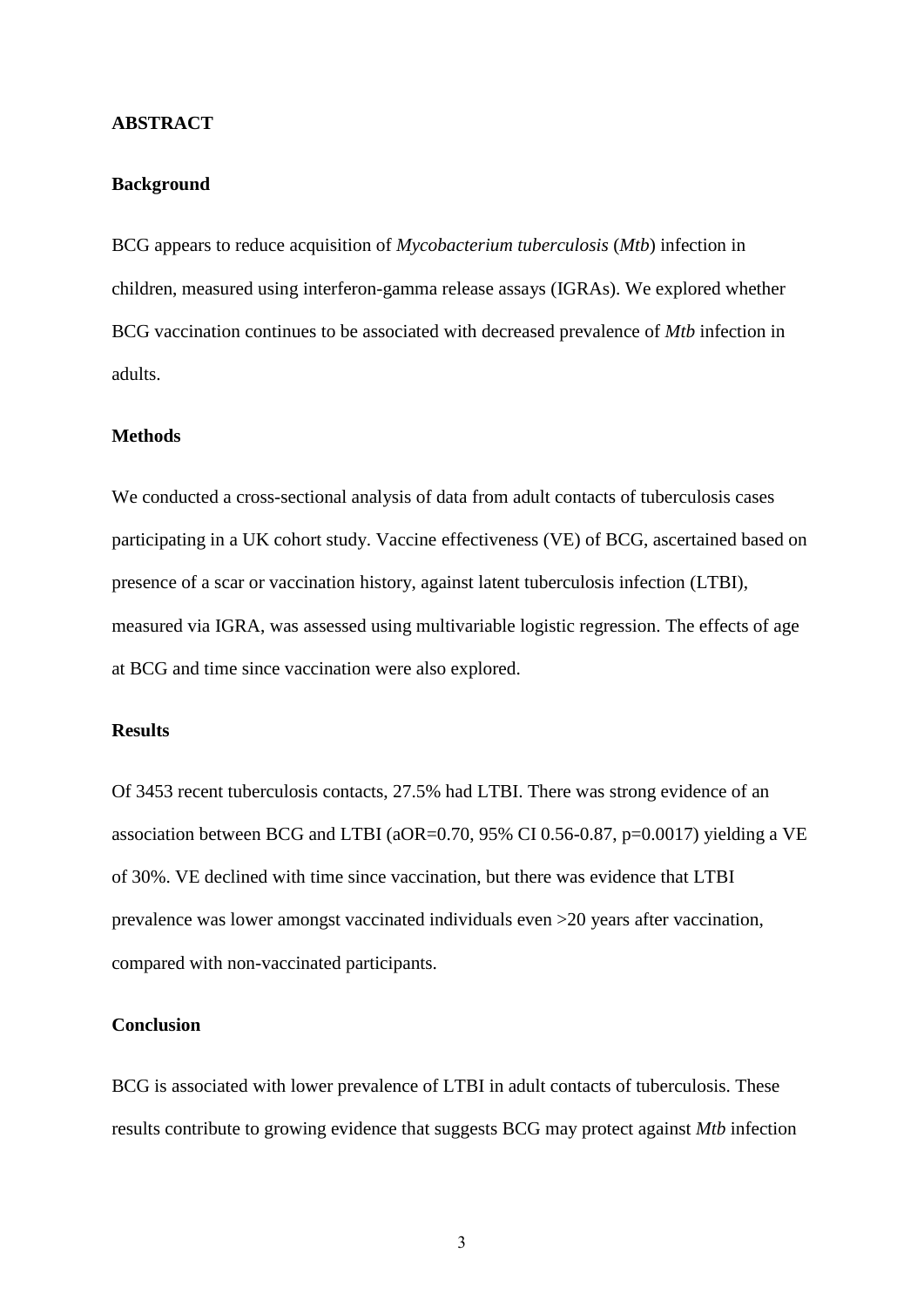## ABSTRACT

### Background

BCG appears to reduce acquisition of *Mycobacterium tuberculosis* (*Mtb*) infection in children, measured using interferon-gamma release assays (IGRAs). We explored whether BCG vaccination continues to be associated with decreased prevalence of *Mtb* infection in adults.

### Methods

We conducted a cross-sectional analysis of data from adult contacts of tuberculosis cases participating in a UK cohort study. Vaccine effectiveness (VE) of BCG, ascertained based on presence of a scar or vaccination history, against latent tuberculosis infection (LTBI), measured via IGRA, was assessed using multivariable logistic regression. The effects of age at BCG and time since vaccination were also explored.

### Results

Of 3453 recent tuberculosis contacts, 27.5% had LTBI. There was strong evidence of an association between BCG and LTBI (aOR=0.70, 95% CI 0.56-0.87, p=0.0017) yielding a VE of 30%. VE declined with time since vaccination, but there was evidence that LTBI prevalence was lower amongst vaccinated individuals even >20 years after vaccination, compared with non-vaccinated participants.

### Conclusion

BCG is associated with lower prevalence of LTBI in adult contacts of tuberculosis. These results contribute to growing evidence that suggests BCG may protect against *Mtb* infection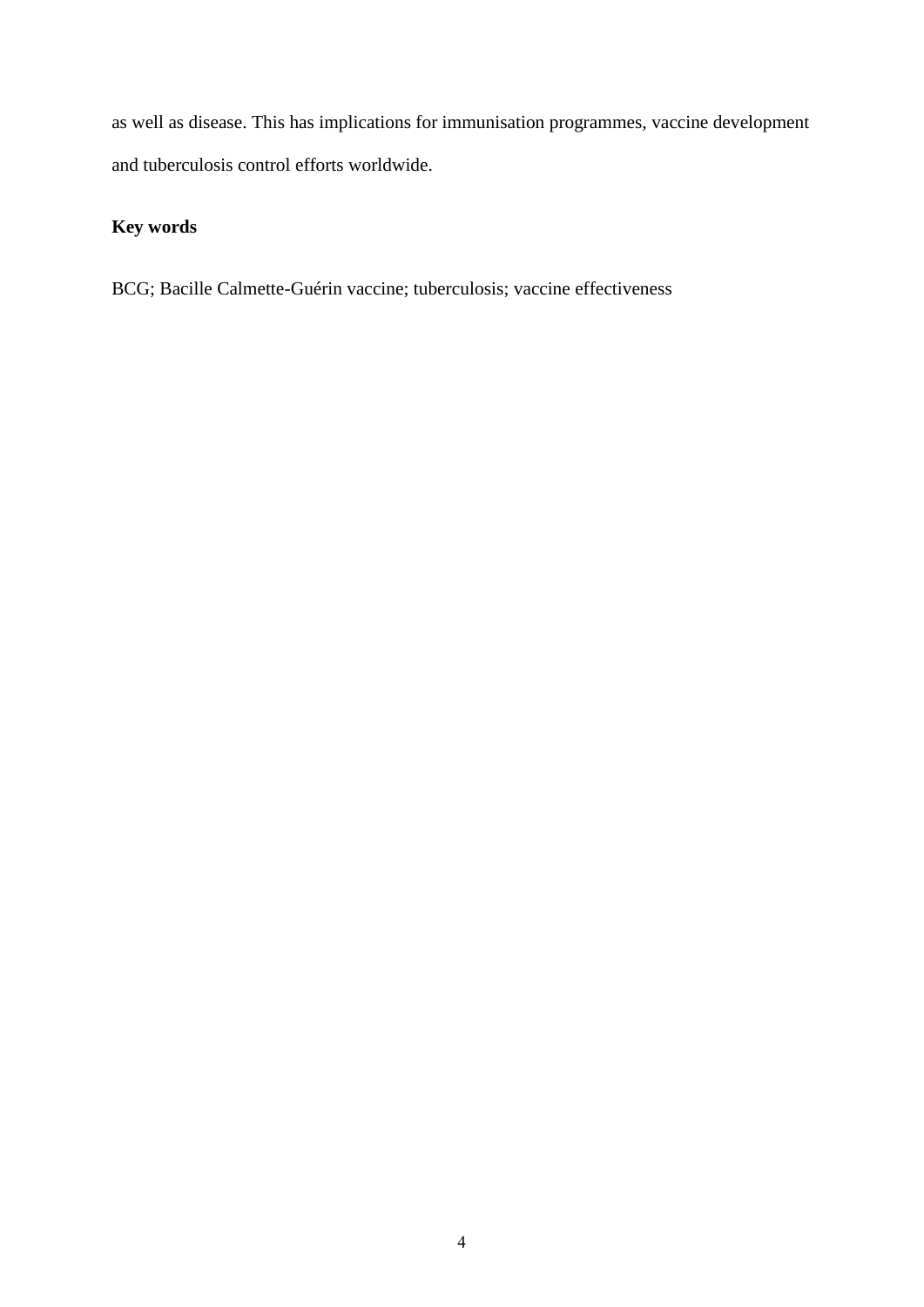as well as disease. This has implications for immunisation programmes, vaccine development and tuberculosis control efforts worldwide.

**Key words**

BCG; Bacille Calmette-Guérin vaccine; tuberculosis; vaccine effectiveness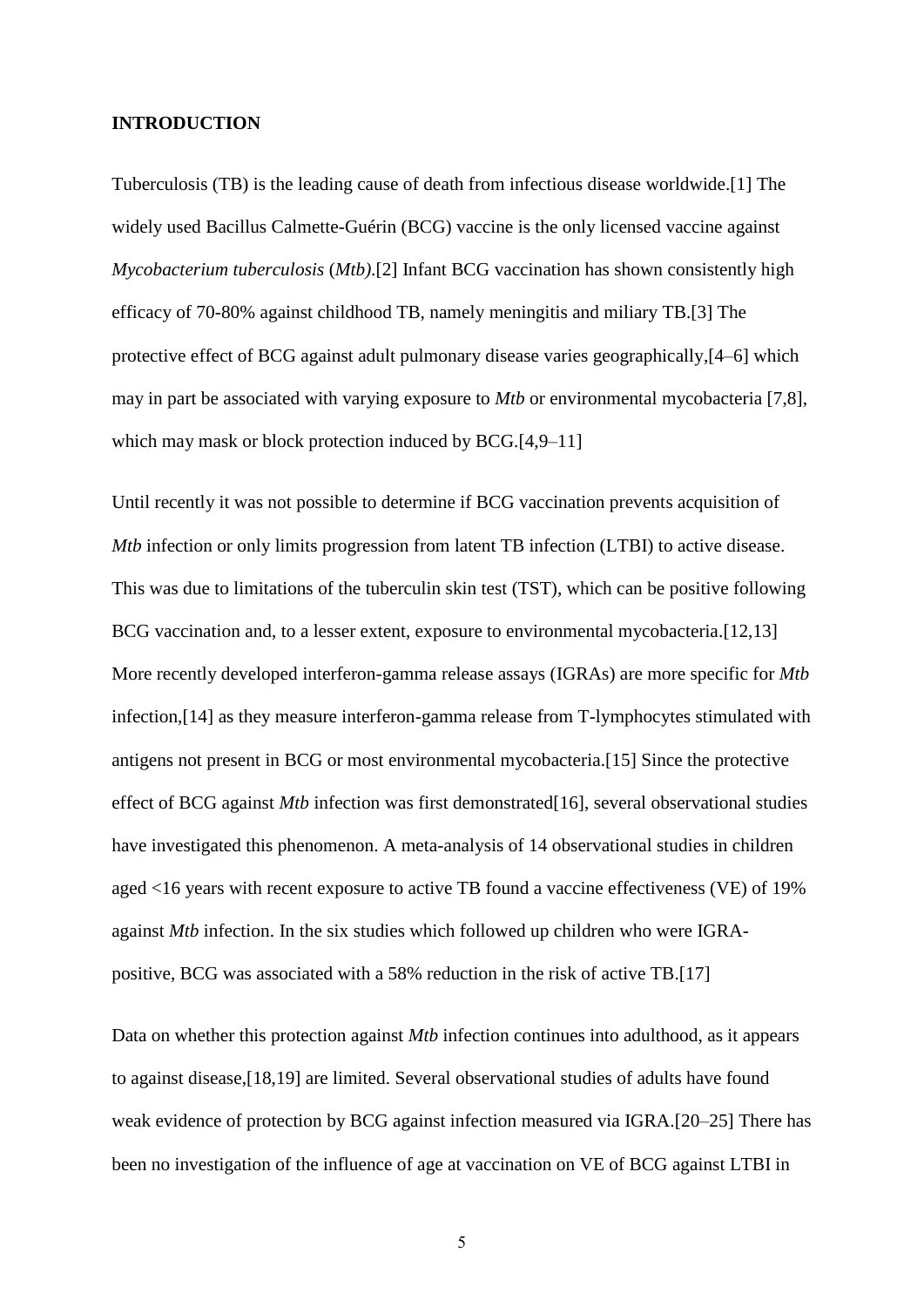## INTRODUCTION

Tuberculosis (TB) is the leading cause of death from infectious disease worldwide.[1] The widely used Bacillus Calmette-Guérin (BCG) vaccine is the only licensed vaccine against *Mycobacterium tuberculosis* (*Mtb*).[2] Infant BCG vaccination has shown consistently high efficacy of 70-80% against childhood TB, namely meningitis and miliary TB.[3] The protective effect of BCG against adult pulmonary disease varies geographically,[4–6] which may in part be associated with varying exposure to *Mtb* or environmental mycobacteria [7,8], which may mask or block protection induced by BCG.[4,9–11]

Until recently it was not possible to determine if BCG vaccination prevents acquisition of *Mtb* infection or only limits progression from latent TB infection (LTBI) to active disease. This was due to limitations of the tuberculin skin test (TST), which can be positive following BCG vaccination and, to a lesser extent, exposure to environmental mycobacteria.[12,13] More recently developed interferon-gamma release assays (IGRAs) are more specific for *Mtb* infection,[14] as they measure interferon-gamma release from T-lymphocytes stimulated with antigens not present in BCG or most environmental mycobacteria.[15] Since the protective effect of BCG against *Mtb* infection was first demonstrated[16], several observational studies have investigated this phenomenon. A meta-analysis of 14 observational studies in children aged <16 years with recent exposure to active TB found a vaccine effectiveness (VE) of 19% against *Mtb* infection. In the six studies which followed up children who were IGRA-positive, BCG was associated with a 58% reduction in the risk of active TB.[17]

Data on whether this protection against *Mtb* infection continues into adulthood, as it appears to against disease,[18,19] are limited. Several observational studies of adults have found weak evidence of protection by BCG against infection measured via IGRA.[20–25] There has been no investigation of the influence of age at vaccination on VE of BCG against LTBI in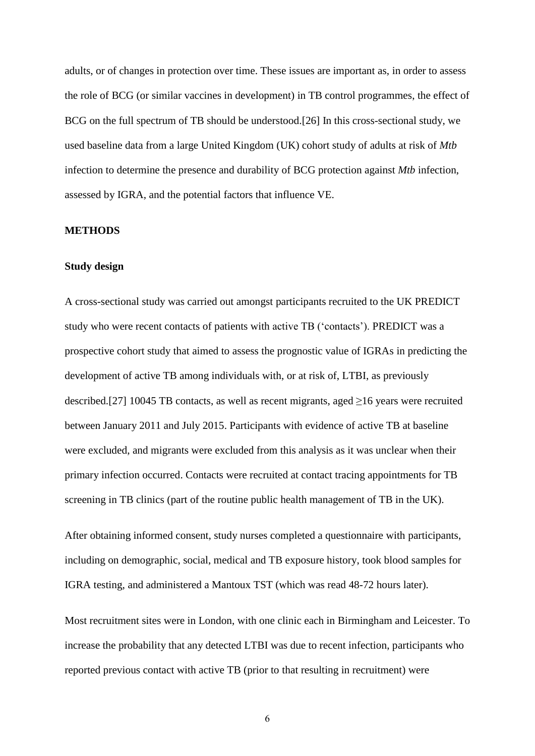adults, or of changes in protection over time. These issues are important as, in order to assess the role of BCG (or similar vaccines in development) in TB control programmes, the effect of BCG on the full spectrum of TB should be understood.[26] In this cross-sectional study, we used baseline data from a large United Kingdom (UK) cohort study of adults at risk of *Mtb* infection to determine the presence and durability of BCG protection against *Mtb* infection, assessed by IGRA, and the potential factors that influence VE.

## METHODS

### Study design

A cross-sectional study was carried out amongst participants recruited to the UK PREDICT study who were recent contacts of patients with active TB ('contacts'). PREDICT was a prospective cohort study that aimed to assess the prognostic value of IGRAs in predicting the development of active TB among individuals with, or at risk of, LTBI, as previously described.[27] 10045 TB contacts, as well as recent migrants, aged ≥16 years were recruited between January 2011 and July 2015. Participants with evidence of active TB at baseline were excluded, and migrants were excluded from this analysis as it was unclear when their primary infection occurred. Contacts were recruited at contact tracing appointments for TB screening in TB clinics (part of the routine public health management of TB in the UK).

After obtaining informed consent, study nurses completed a questionnaire with participants, including on demographic, social, medical and TB exposure history, took blood samples for IGRA testing, and administered a Mantoux TST (which was read 48-72 hours later).

Most recruitment sites were in London, with one clinic each in Birmingham and Leicester. To increase the probability that any detected LTBI was due to recent infection, participants who reported previous contact with active TB (prior to that resulting in recruitment) were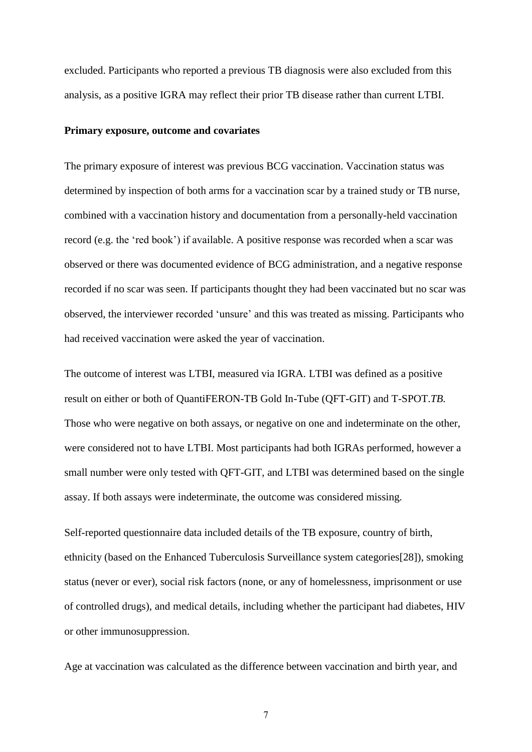excluded. Participants who reported a previous TB diagnosis were also excluded from this analysis, as a positive IGRA may reflect their prior TB disease rather than current LTBI.

### Primary exposure, outcome and covariates

The primary exposure of interest was previous BCG vaccination. Vaccination status was determined by inspection of both arms for a vaccination scar by a trained study or TB nurse, combined with a vaccination history and documentation from a personally-held vaccination record (e.g. the 'red book') if available. A positive response was recorded when a scar was observed or there was documented evidence of BCG administration, and a negative response recorded if no scar was seen. If participants thought they had been vaccinated but no scar was observed, the interviewer recorded 'unsure' and this was treated as missing. Participants who had received vaccination were asked the year of vaccination.

The outcome of interest was LTBI, measured via IGRA. LTBI was defined as a positive result on either or both of QuantiFERON-TB Gold In-Tube (QFT-GIT) and T-SPOT.*TB.* Those who were negative on both assays, or negative on one and indeterminate on the other, were considered not to have LTBI. Most participants had both IGRAs performed, however a small number were only tested with QFT-GIT, and LTBI was determined based on the single assay. If both assays were indeterminate, the outcome was considered missing.

Self-reported questionnaire data included details of the TB exposure, country of birth, ethnicity (based on the Enhanced Tuberculosis Surveillance system categories[28]), smoking status (never or ever), social risk factors (none, or any of homelessness, imprisonment or use of controlled drugs), and medical details, including whether the participant had diabetes, HIV or other immunosuppression.

Age at vaccination was calculated as the difference between vaccination and birth year, and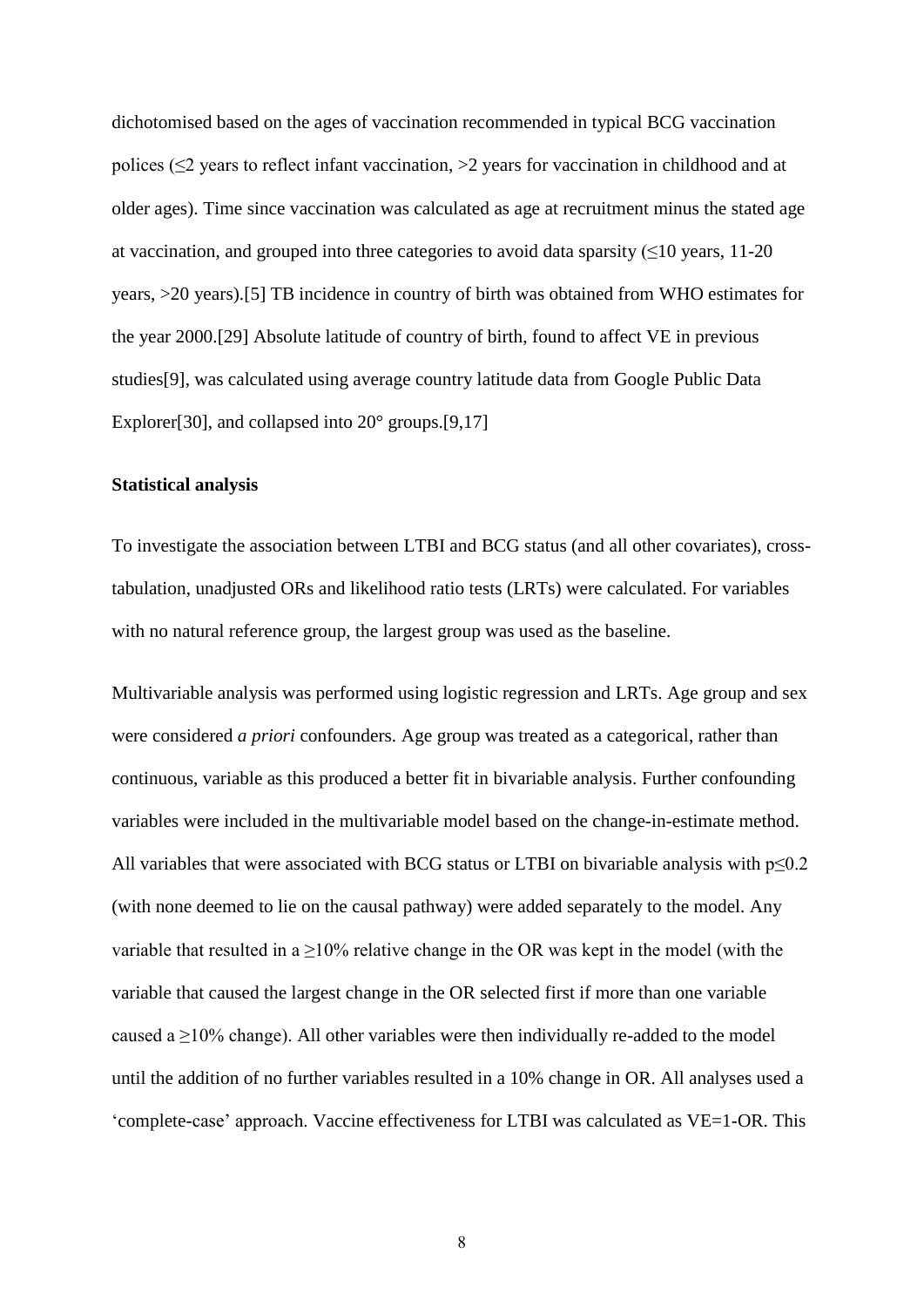dichotomised based on the ages of vaccination recommended in typical BCG vaccination polices (≤2 years to reflect infant vaccination, >2 years for vaccination in childhood and at older ages). Time since vaccination was calculated as age at recruitment minus the stated age at vaccination, and grouped into three categories to avoid data sparsity (≤10 years, 11-20 years, >20 years).[5] TB incidence in country of birth was obtained from WHO estimates for the year 2000.[29] Absolute latitude of country of birth, found to affect VE in previous studies[9], was calculated using average country latitude data from Google Public Data Explorer[30], and collapsed into 20° groups.[9,17]

**Statistical analysis**

To investigate the association between LTBI and BCG status (and all other covariates), cross-tabulation, unadjusted ORs and likelihood ratio tests (LRTs) were calculated. For variables with no natural reference group, the largest group was used as the baseline.

Multivariable analysis was performed using logistic regression and LRTs. Age group and sex were considered *a priori* confounders. Age group was treated as a categorical, rather than continuous, variable as this produced a better fit in bivariable analysis. Further confounding variables were included in the multivariable model based on the change-in-estimate method. All variables that were associated with BCG status or LTBI on bivariable analysis with $p \leq 0.2$ (with none deemed to lie on the causal pathway) were added separately to the model. Any variable that resulted in a ≥10% relative change in the OR was kept in the model (with the variable that caused the largest change in the OR selected first if more than one variable caused a ≥10% change). All other variables were then individually re-added to the model until the addition of no further variables resulted in a 10% change in OR. All analyses used a 'complete-case' approach. Vaccine effectiveness for LTBI was calculated as VE=1-OR. This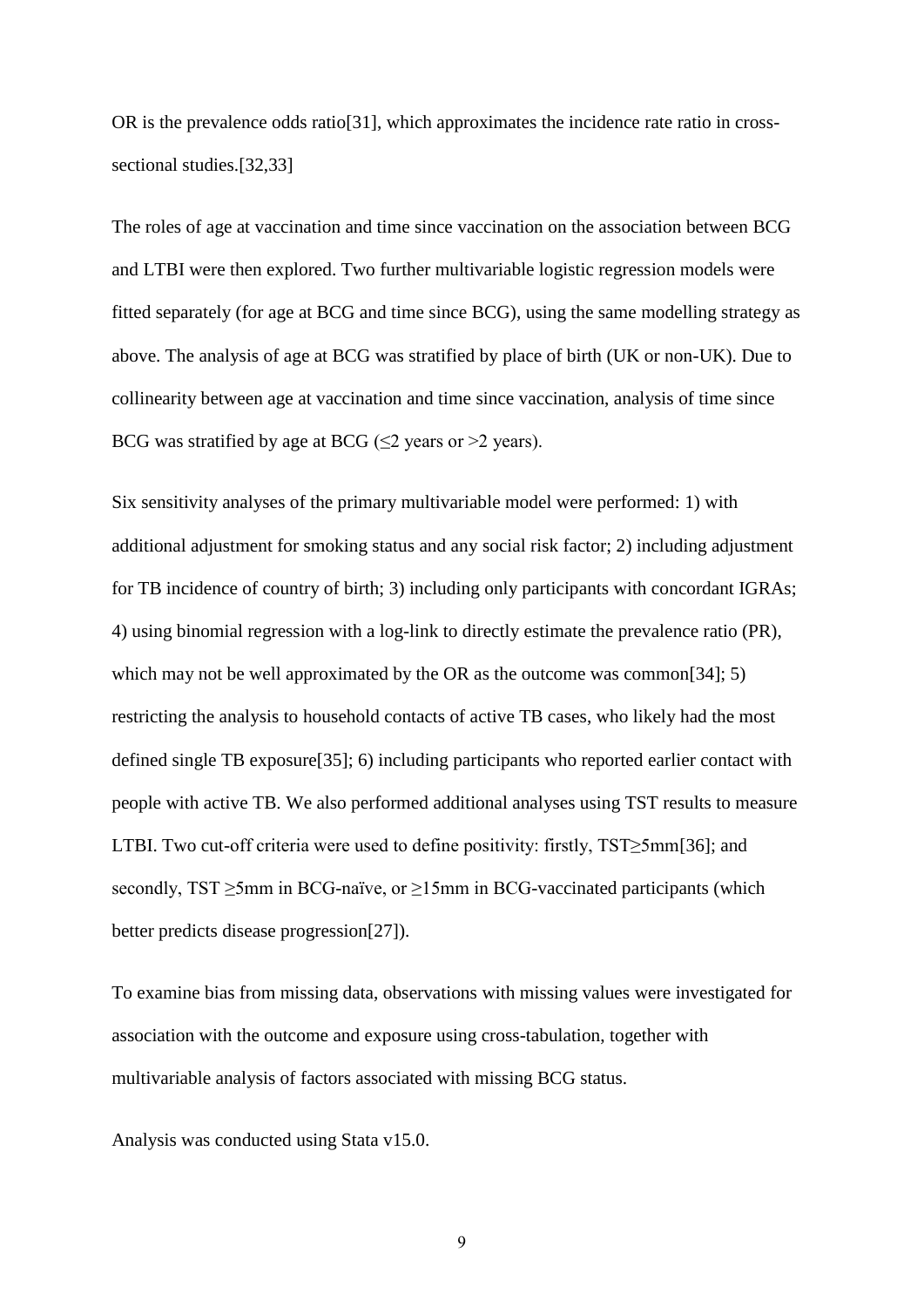OR is the prevalence odds ratio[31], which approximates the incidence rate ratio in cross-sectional studies.[32,33]

The roles of age at vaccination and time since vaccination on the association between BCG and LTBI were then explored. Two further multivariable logistic regression models were fitted separately (for age at BCG and time since BCG), using the same modelling strategy as above. The analysis of age at BCG was stratified by place of birth (UK or non-UK). Due to collinearity between age at vaccination and time since vaccination, analysis of time since BCG was stratified by age at BCG ($\leq$2 years or >2 years).

Six sensitivity analyses of the primary multivariable model were performed: 1) with additional adjustment for smoking status and any social risk factor; 2) including adjustment for TB incidence of country of birth; 3) including only participants with concordant IGRAs; 4) using binomial regression with a log-link to directly estimate the prevalence ratio (PR), which may not be well approximated by the OR as the outcome was common[34]; 5) restricting the analysis to household contacts of active TB cases, who likely had the most defined single TB exposure[35]; 6) including participants who reported earlier contact with people with active TB. We also performed additional analyses using TST results to measure LTBI. Two cut-off criteria were used to define positivity: firstly, TST$\geq$5mm[36]; and secondly, TST $\geq$5mm in BCG-naïve, or $\geq$15mm in BCG-vaccinated participants (which better predicts disease progression[27]).

To examine bias from missing data, observations with missing values were investigated for association with the outcome and exposure using cross-tabulation, together with multivariable analysis of factors associated with missing BCG status.

Analysis was conducted using Stata v15.0.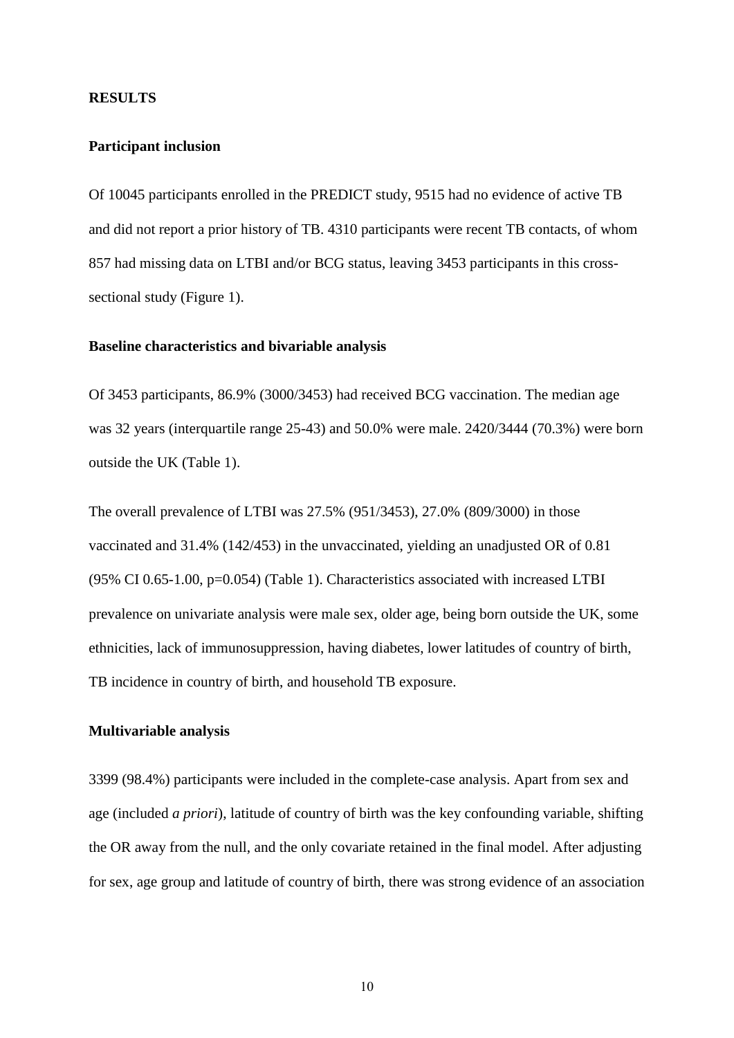## RESULTS

### Participant inclusion

Of 10045 participants enrolled in the PREDICT study, 9515 had no evidence of active TB and did not report a prior history of TB. 4310 participants were recent TB contacts, of whom 857 had missing data on LTBI and/or BCG status, leaving 3453 participants in this cross-sectional study (Figure 1).

### Baseline characteristics and bivariable analysis

Of 3453 participants, 86.9% (3000/3453) had received BCG vaccination. The median age was 32 years (interquartile range 25-43) and 50.0% were male. 2420/3444 (70.3%) were born outside the UK (Table 1).

The overall prevalence of LTBI was 27.5% (951/3453), 27.0% (809/3000) in those vaccinated and 31.4% (142/453) in the unvaccinated, yielding an unadjusted OR of 0.81 (95% CI 0.65-1.00, p=0.054) (Table 1). Characteristics associated with increased LTBI prevalence on univariate analysis were male sex, older age, being born outside the UK, some ethnicities, lack of immunosuppression, having diabetes, lower latitudes of country of birth, TB incidence in country of birth, and household TB exposure.

### Multivariable analysis

3399 (98.4%) participants were included in the complete-case analysis. Apart from sex and age (included *a priori*), latitude of country of birth was the key confounding variable, shifting the OR away from the null, and the only covariate retained in the final model. After adjusting for sex, age group and latitude of country of birth, there was strong evidence of an association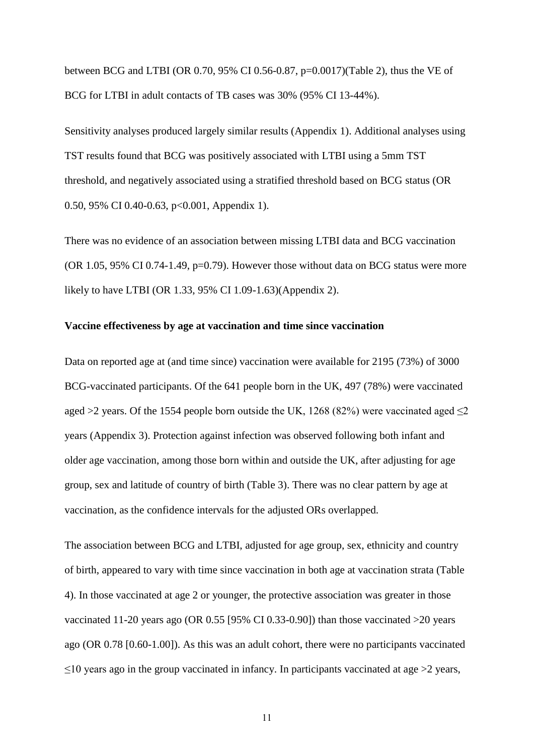between BCG and LTBI (OR 0.70, 95% CI 0.56-0.87, p=0.0017)(Table 2), thus the VE of BCG for LTBI in adult contacts of TB cases was 30% (95% CI 13-44%).

Sensitivity analyses produced largely similar results (Appendix 1). Additional analyses using TST results found that BCG was positively associated with LTBI using a 5mm TST threshold, and negatively associated using a stratified threshold based on BCG status (OR 0.50, 95% CI 0.40-0.63, p<0.001, Appendix 1).

There was no evidence of an association between missing LTBI data and BCG vaccination (OR 1.05, 95% CI 0.74-1.49, p=0.79). However those without data on BCG status were more likely to have LTBI (OR 1.33, 95% CI 1.09-1.63)(Appendix 2).

**Vaccine effectiveness by age at vaccination and time since vaccination**

Data on reported age at (and time since) vaccination were available for 2195 (73%) of 3000 BCG-vaccinated participants. Of the 641 people born in the UK, 497 (78%) were vaccinated aged >2 years. Of the 1554 people born outside the UK, 1268 (82%) were vaccinated aged ≤2 years (Appendix 3). Protection against infection was observed following both infant and older age vaccination, among those born within and outside the UK, after adjusting for age group, sex and latitude of country of birth (Table 3). There was no clear pattern by age at vaccination, as the confidence intervals for the adjusted ORs overlapped.

The association between BCG and LTBI, adjusted for age group, sex, ethnicity and country of birth, appeared to vary with time since vaccination in both age at vaccination strata (Table 4). In those vaccinated at age 2 or younger, the protective association was greater in those vaccinated 11-20 years ago (OR 0.55 [95% CI 0.33-0.90]) than those vaccinated >20 years ago (OR 0.78 [0.60-1.00]). As this was an adult cohort, there were no participants vaccinated ≤10 years ago in the group vaccinated in infancy. In participants vaccinated at age >2 years,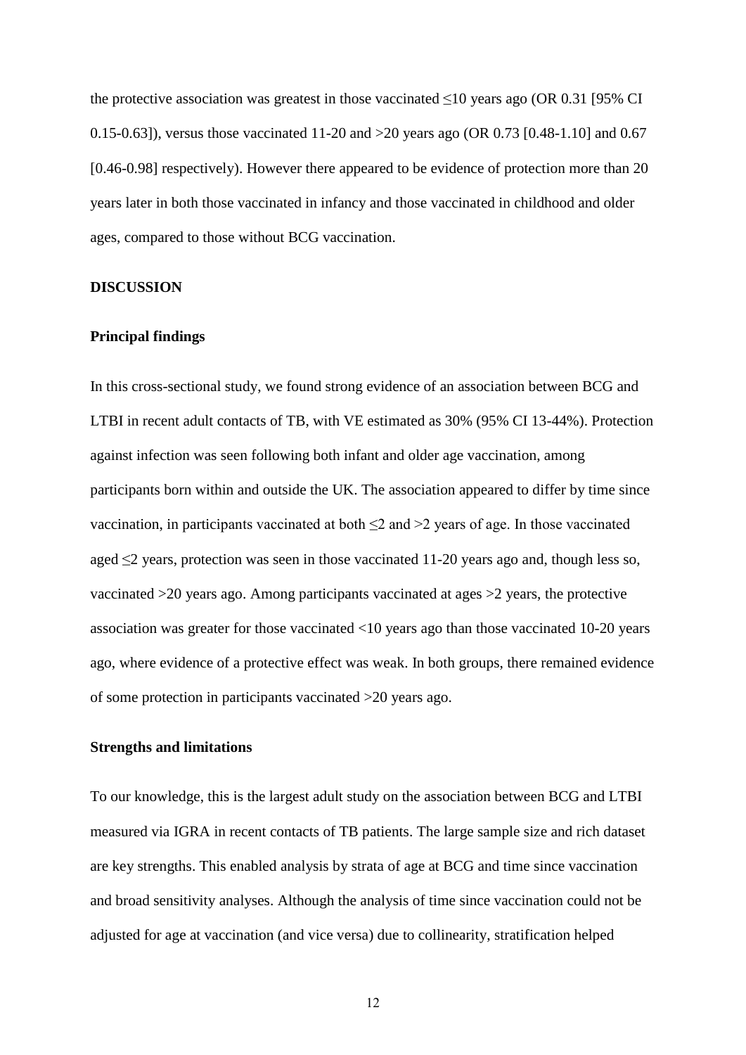the protective association was greatest in those vaccinated ≤10 years ago (OR 0.31 [95% CI 0.15-0.63]), versus those vaccinated 11-20 and >20 years ago (OR 0.73 [0.48-1.10] and 0.67 [0.46-0.98] respectively). However there appeared to be evidence of protection more than 20 years later in both those vaccinated in infancy and those vaccinated in childhood and older ages, compared to those without BCG vaccination.

## DISCUSSION

### Principal findings

In this cross-sectional study, we found strong evidence of an association between BCG and LTBI in recent adult contacts of TB, with VE estimated as 30% (95% CI 13-44%). Protection against infection was seen following both infant and older age vaccination, among participants born within and outside the UK. The association appeared to differ by time since vaccination, in participants vaccinated at both ≤2 and >2 years of age. In those vaccinated aged ≤2 years, protection was seen in those vaccinated 11-20 years ago and, though less so, vaccinated >20 years ago. Among participants vaccinated at ages >2 years, the protective association was greater for those vaccinated <10 years ago than those vaccinated 10-20 years ago, where evidence of a protective effect was weak. In both groups, there remained evidence of some protection in participants vaccinated >20 years ago.

### Strengths and limitations

To our knowledge, this is the largest adult study on the association between BCG and LTBI measured via IGRA in recent contacts of TB patients. The large sample size and rich dataset are key strengths. This enabled analysis by strata of age at BCG and time since vaccination and broad sensitivity analyses. Although the analysis of time since vaccination could not be adjusted for age at vaccination (and vice versa) due to collinearity, stratification helped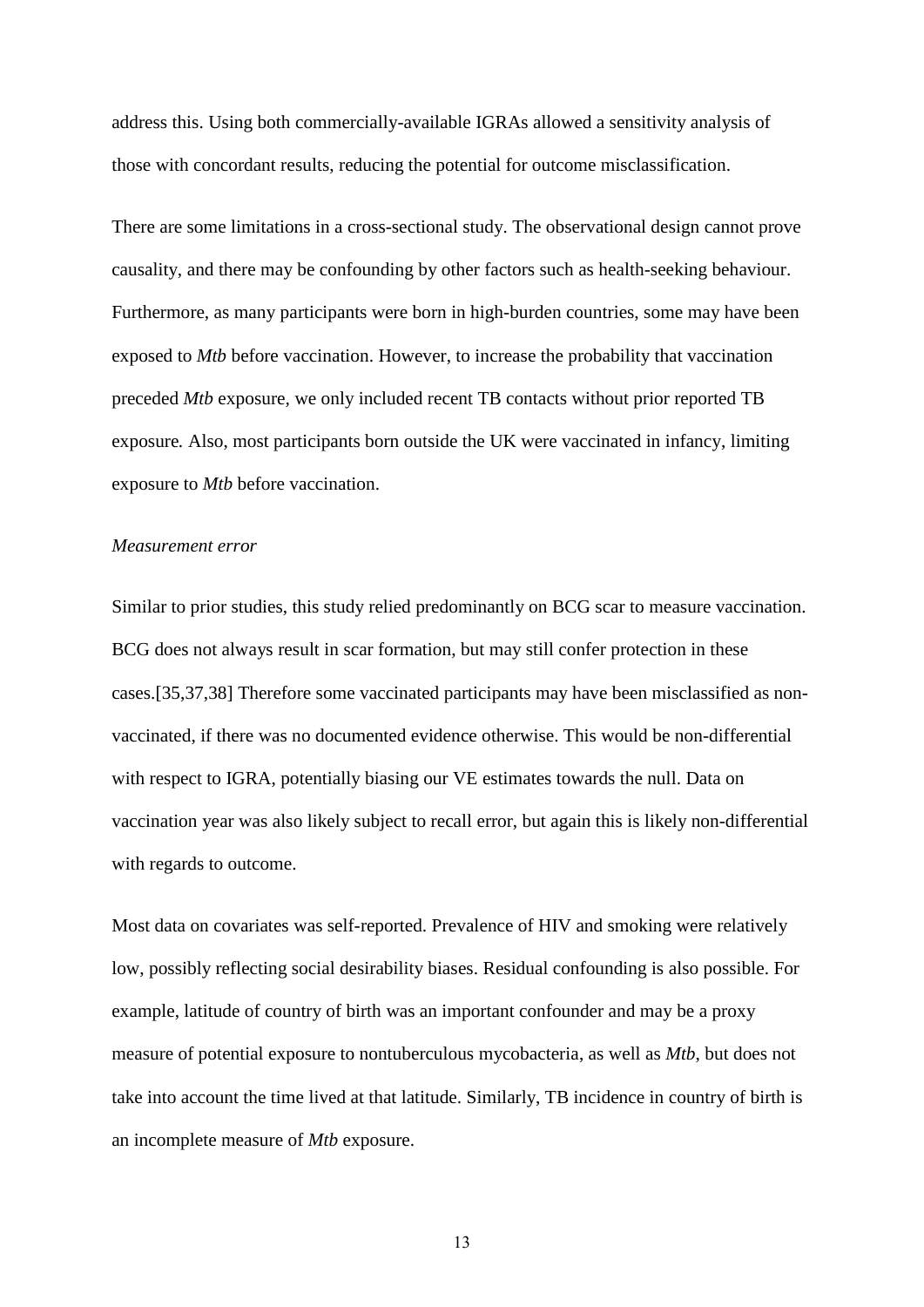address this. Using both commercially-available IGRAs allowed a sensitivity analysis of those with concordant results, reducing the potential for outcome misclassification.

There are some limitations in a cross-sectional study. The observational design cannot prove causality, and there may be confounding by other factors such as health-seeking behaviour. Furthermore, as many participants were born in high-burden countries, some may have been exposed to *Mtb* before vaccination. However, to increase the probability that vaccination preceded *Mtb* exposure, we only included recent TB contacts without prior reported TB exposure. Also, most participants born outside the UK were vaccinated in infancy, limiting exposure to *Mtb* before vaccination.

*Measurement error*

Similar to prior studies, this study relied predominantly on BCG scar to measure vaccination. BCG does not always result in scar formation, but may still confer protection in these cases.[35,37,38] Therefore some vaccinated participants may have been misclassified as non-vaccinated, if there was no documented evidence otherwise. This would be non-differential with respect to IGRA, potentially biasing our VE estimates towards the null. Data on vaccination year was also likely subject to recall error, but again this is likely non-differential with regards to outcome.

Most data on covariates was self-reported. Prevalence of HIV and smoking were relatively low, possibly reflecting social desirability biases. Residual confounding is also possible. For example, latitude of country of birth was an important confounder and may be a proxy measure of potential exposure to nontuberculous mycobacteria, as well as *Mtb*, but does not take into account the time lived at that latitude. Similarly, TB incidence in country of birth is an incomplete measure of *Mtb* exposure.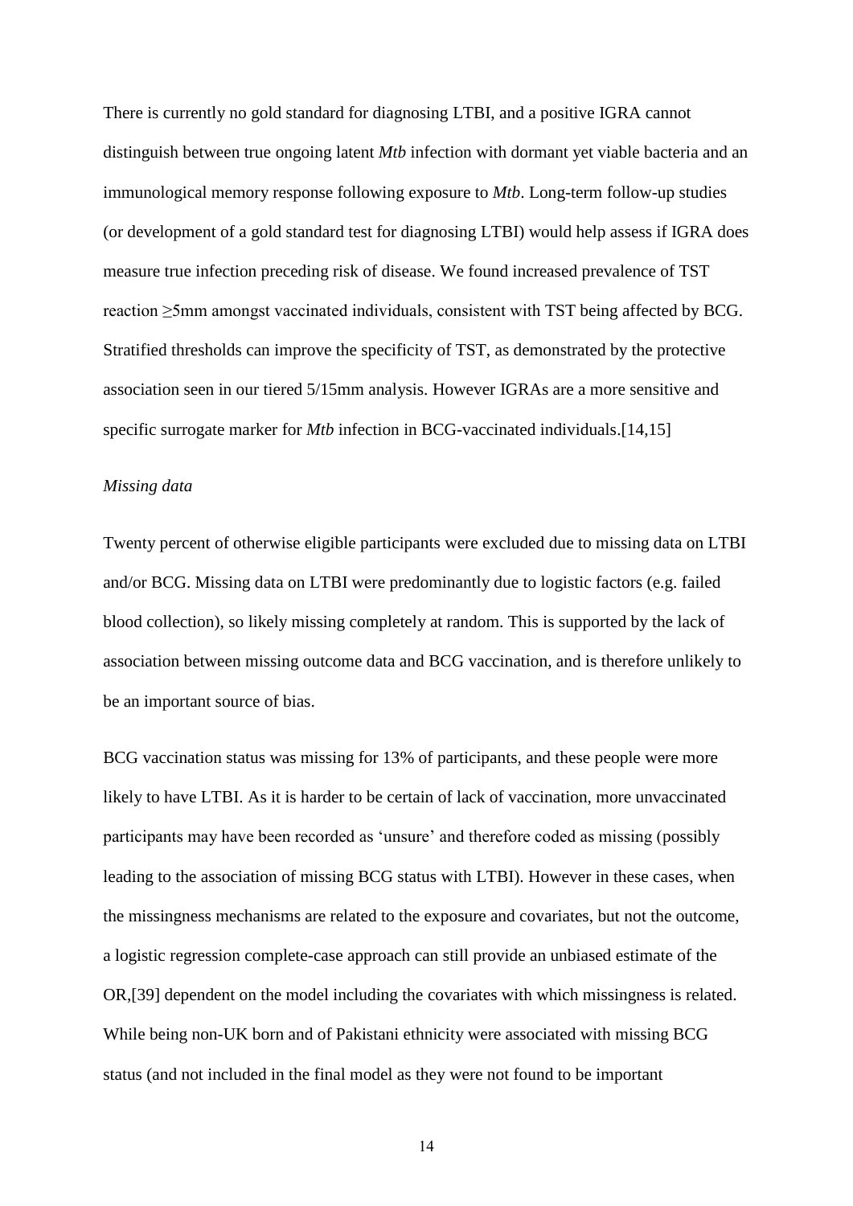There is currently no gold standard for diagnosing LTBI, and a positive IGRA cannot distinguish between true ongoing latent *Mtb* infection with dormant yet viable bacteria and an immunological memory response following exposure to *Mtb*. Long-term follow-up studies (or development of a gold standard test for diagnosing LTBI) would help assess if IGRA does measure true infection preceding risk of disease. We found increased prevalence of TST reaction ≥5mm amongst vaccinated individuals, consistent with TST being affected by BCG. Stratified thresholds can improve the specificity of TST, as demonstrated by the protective association seen in our tiered 5/15mm analysis. However IGRAs are a more sensitive and specific surrogate marker for *Mtb* infection in BCG-vaccinated individuals.[14,15]

*Missing data*

Twenty percent of otherwise eligible participants were excluded due to missing data on LTBI and/or BCG. Missing data on LTBI were predominantly due to logistic factors (e.g. failed blood collection), so likely missing completely at random. This is supported by the lack of association between missing outcome data and BCG vaccination, and is therefore unlikely to be an important source of bias.

BCG vaccination status was missing for 13% of participants, and these people were more likely to have LTBI. As it is harder to be certain of lack of vaccination, more unvaccinated participants may have been recorded as 'unsure' and therefore coded as missing (possibly leading to the association of missing BCG status with LTBI). However in these cases, when the missingness mechanisms are related to the exposure and covariates, but not the outcome, a logistic regression complete-case approach can still provide an unbiased estimate of the OR,[39] dependent on the model including the covariates with which missingness is related. While being non-UK born and of Pakistani ethnicity were associated with missing BCG status (and not included in the final model as they were not found to be important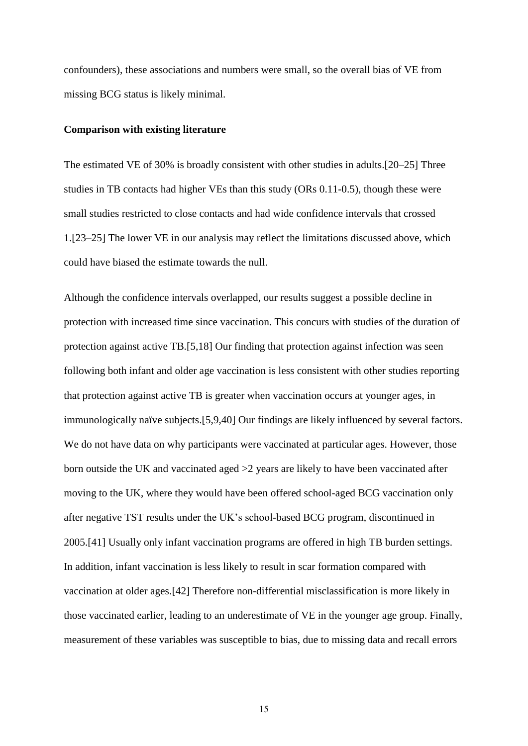confounders), these associations and numbers were small, so the overall bias of VE from missing BCG status is likely minimal.

**Comparison with existing literature**

The estimated VE of 30% is broadly consistent with other studies in adults.[20–25] Three studies in TB contacts had higher VEs than this study (ORs 0.11-0.5), though these were small studies restricted to close contacts and had wide confidence intervals that crossed 1.[23–25] The lower VE in our analysis may reflect the limitations discussed above, which could have biased the estimate towards the null.

Although the confidence intervals overlapped, our results suggest a possible decline in protection with increased time since vaccination. This concurs with studies of the duration of protection against active TB.[5,18] Our finding that protection against infection was seen following both infant and older age vaccination is less consistent with other studies reporting that protection against active TB is greater when vaccination occurs at younger ages, in immunologically naïve subjects.[5,9,40] Our findings are likely influenced by several factors. We do not have data on why participants were vaccinated at particular ages. However, those born outside the UK and vaccinated aged >2 years are likely to have been vaccinated after moving to the UK, where they would have been offered school-aged BCG vaccination only after negative TST results under the UK's school-based BCG program, discontinued in 2005.[41] Usually only infant vaccination programs are offered in high TB burden settings. In addition, infant vaccination is less likely to result in scar formation compared with vaccination at older ages.[42] Therefore non-differential misclassification is more likely in those vaccinated earlier, leading to an underestimate of VE in the younger age group. Finally, measurement of these variables was susceptible to bias, due to missing data and recall errors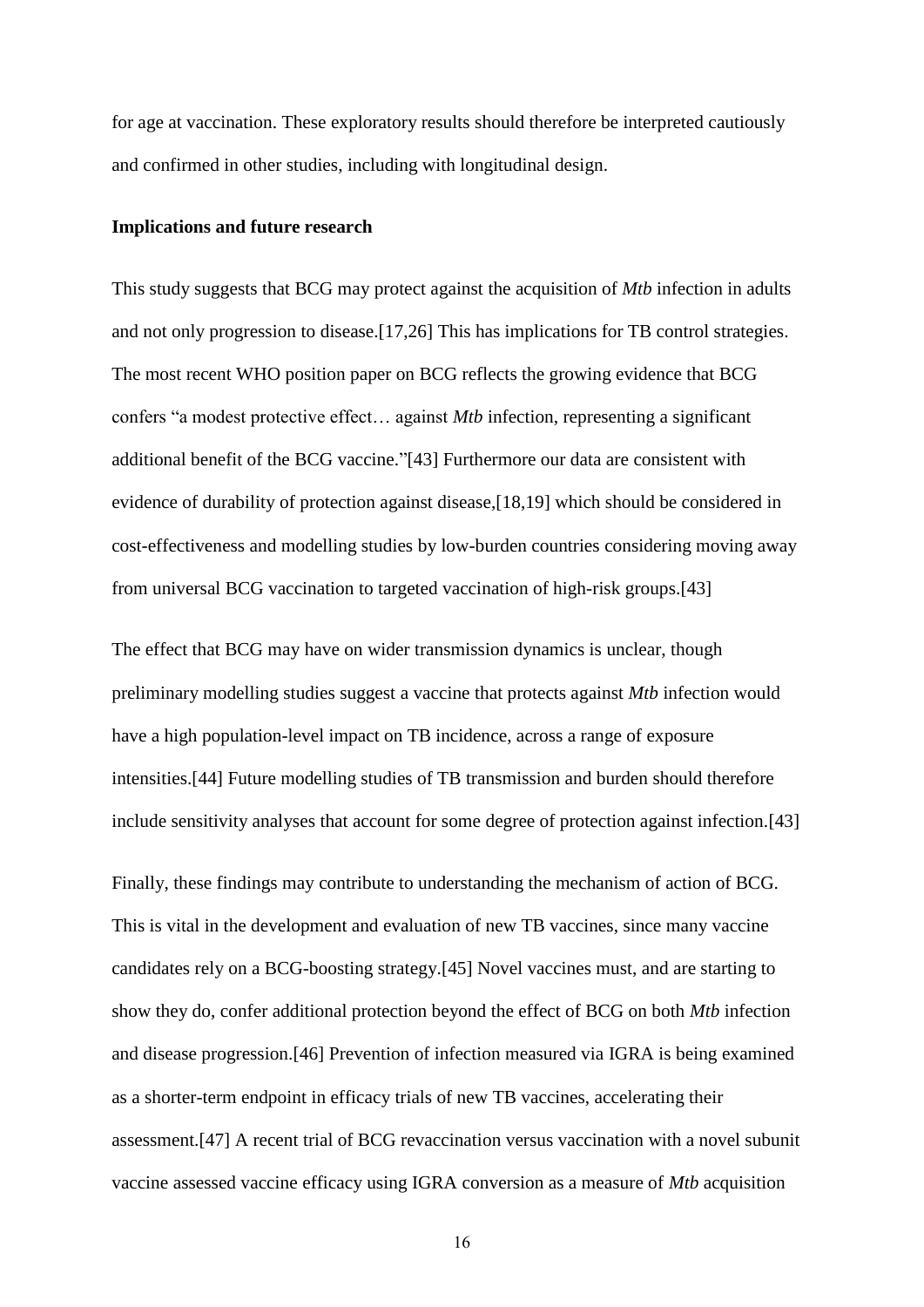for age at vaccination. These exploratory results should therefore be interpreted cautiously and confirmed in other studies, including with longitudinal design.

**Implications and future research**

This study suggests that BCG may protect against the acquisition of *Mtb* infection in adults and not only progression to disease.[17,26] This has implications for TB control strategies. The most recent WHO position paper on BCG reflects the growing evidence that BCG confers "a modest protective effect… against *Mtb* infection, representing a significant additional benefit of the BCG vaccine."[43] Furthermore our data are consistent with evidence of durability of protection against disease,[18,19] which should be considered in cost-effectiveness and modelling studies by low-burden countries considering moving away from universal BCG vaccination to targeted vaccination of high-risk groups.[43]

The effect that BCG may have on wider transmission dynamics is unclear, though preliminary modelling studies suggest a vaccine that protects against *Mtb* infection would have a high population-level impact on TB incidence, across a range of exposure intensities.[44] Future modelling studies of TB transmission and burden should therefore include sensitivity analyses that account for some degree of protection against infection.[43]

Finally, these findings may contribute to understanding the mechanism of action of BCG. This is vital in the development and evaluation of new TB vaccines, since many vaccine candidates rely on a BCG-boosting strategy.[45] Novel vaccines must, and are starting to show they do, confer additional protection beyond the effect of BCG on both *Mtb* infection and disease progression.[46] Prevention of infection measured via IGRA is being examined as a shorter-term endpoint in efficacy trials of new TB vaccines, accelerating their assessment.[47] A recent trial of BCG revaccination versus vaccination with a novel subunit vaccine assessed vaccine efficacy using IGRA conversion as a measure of *Mtb* acquisition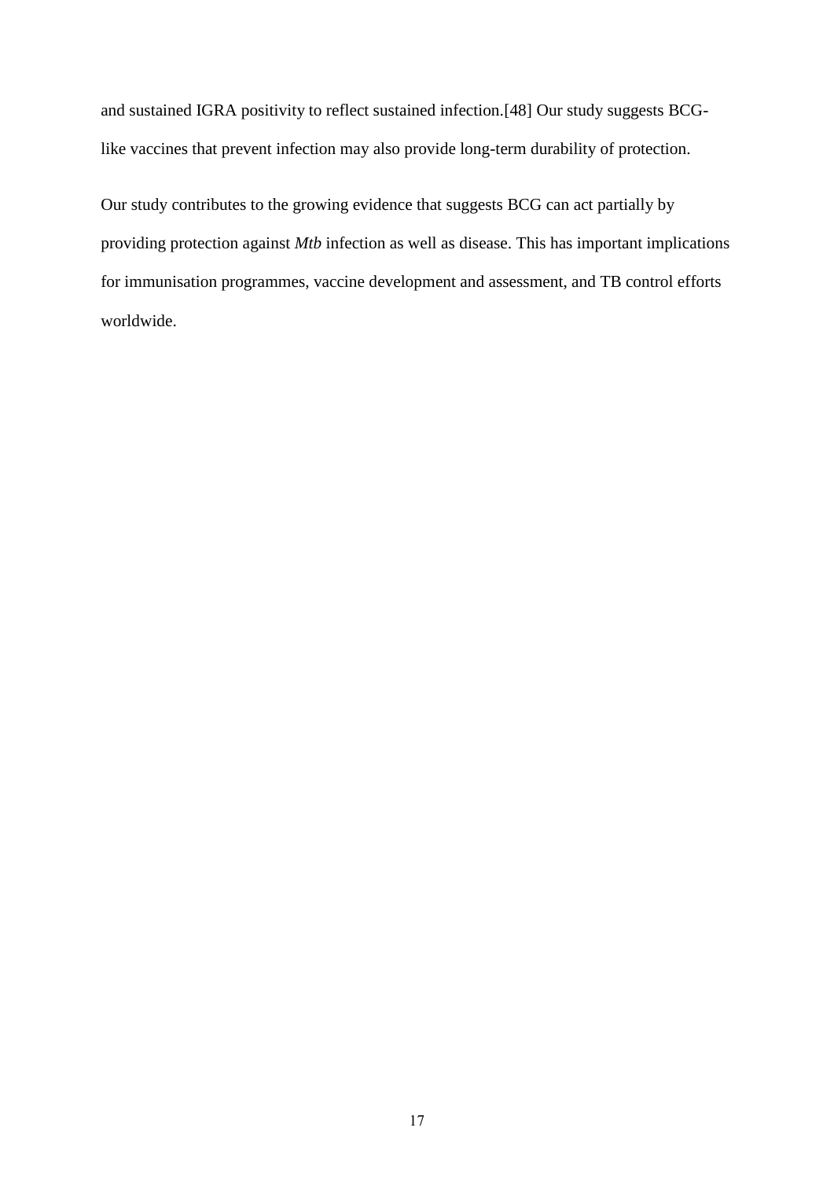and sustained IGRA positivity to reflect sustained infection.[48] Our study suggests BCG-like vaccines that prevent infection may also provide long-term durability of protection.

Our study contributes to the growing evidence that suggests BCG can act partially by providing protection against *Mtb* infection as well as disease. This has important implications for immunisation programmes, vaccine development and assessment, and TB control efforts worldwide.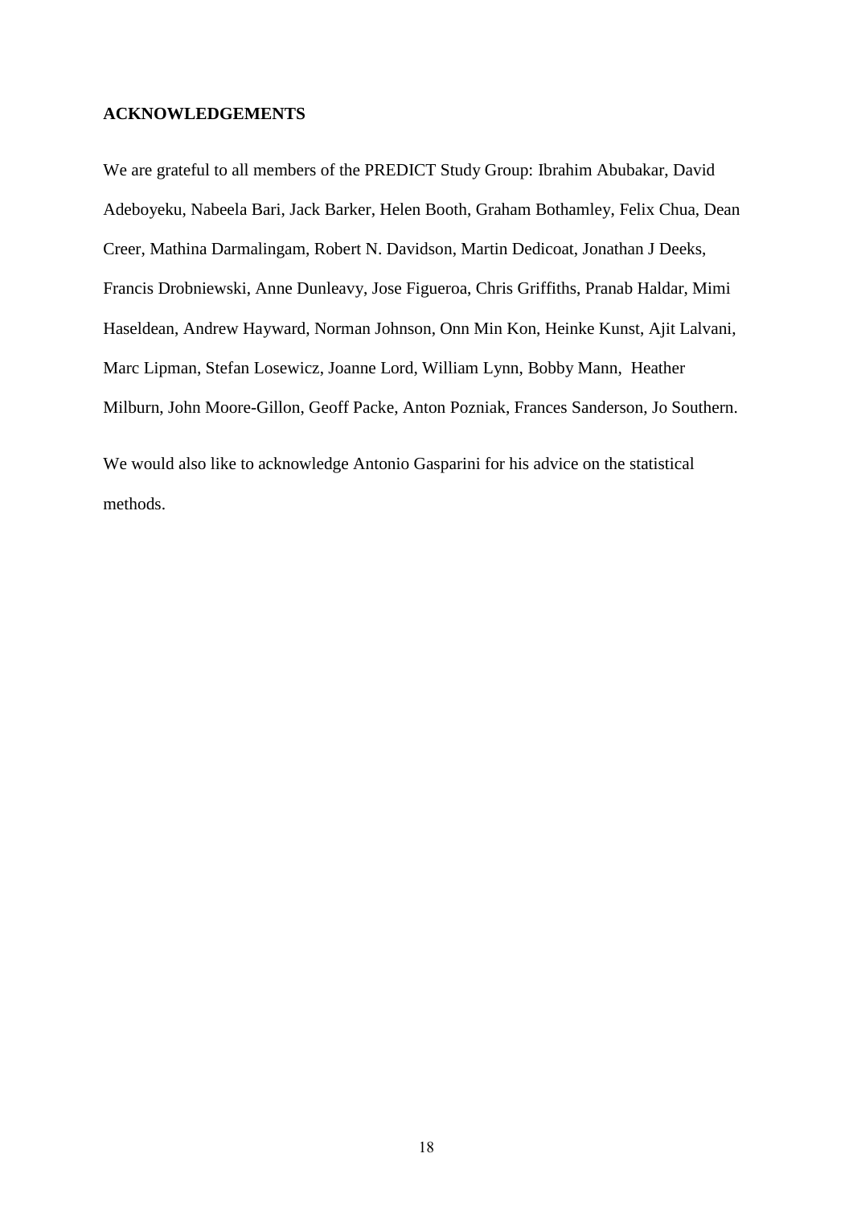## ACKNOWLEDGEMENTS

We are grateful to all members of the PREDICT Study Group: Ibrahim Abubakar, David Adeboyeku, Nabeela Bari, Jack Barker, Helen Booth, Graham Bothamley, Felix Chua, Dean Creer, Mathina Darmalingam, Robert N. Davidson, Martin Dedicoat, Jonathan J Deeks, Francis Drobniewski, Anne Dunleavy, Jose Figueroa, Chris Griffiths, Pranab Haldar, Mimi Haseldean, Andrew Hayward, Norman Johnson, Onn Min Kon, Heinke Kunst, Ajit Lalvani, Marc Lipman, Stefan Losewicz, Joanne Lord, William Lynn, Bobby Mann, Heather Milburn, John Moore-Gillon, Geoff Packe, Anton Pozniak, Frances Sanderson, Jo Southern.

We would also like to acknowledge Antonio Gasparini for his advice on the statistical methods.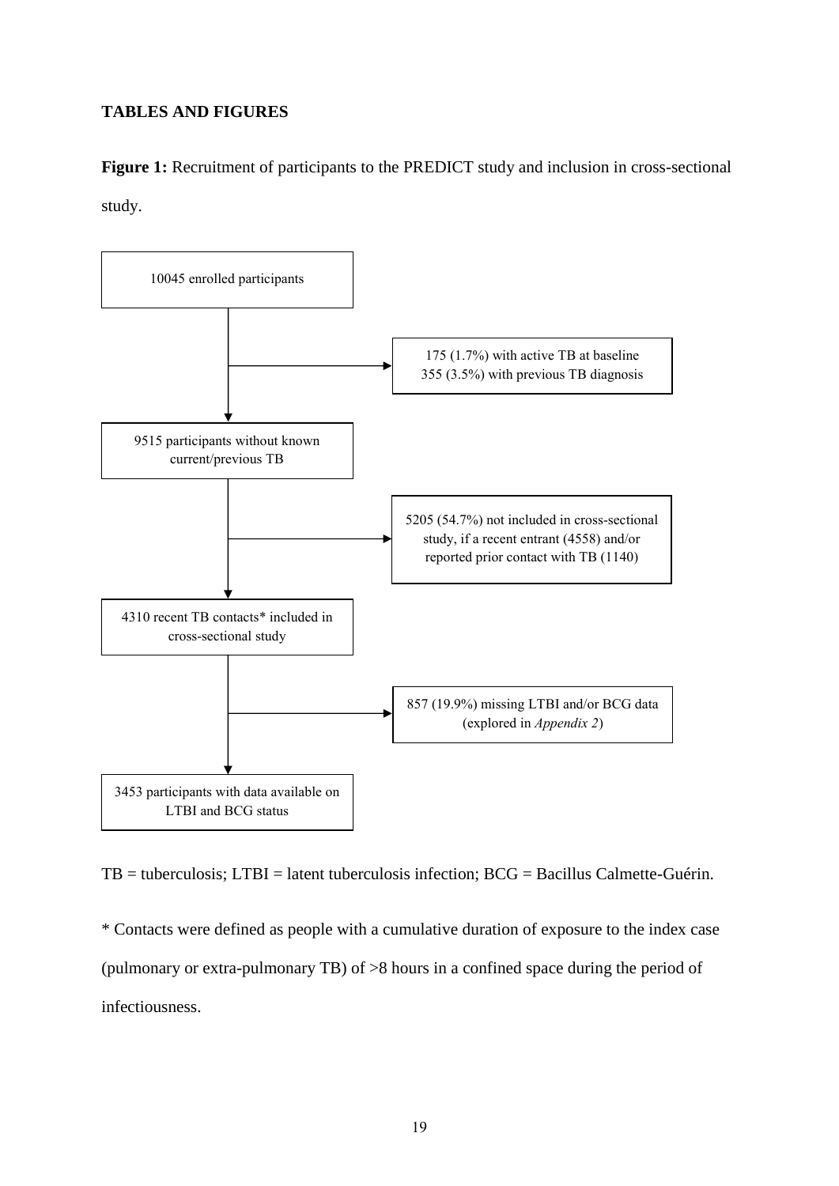**TABLES AND FIGURES**

**Figure 1:** Recruitment of participants to the PREDICT study and inclusion in cross-sectional study.

10045 enrolled participants

175 (1.7%) with active TB at baseline
355 (3.5%) with previous TB diagnosis

9515 participants without known current/previous TB

5205 (54.7%) not included in cross-sectional study, if a recent entrant (4558) and/or reported prior contact with TB (1140)

4310 recent TB contacts* included in cross-sectional study

857 (19.9%) missing LTBI and/or BCG data (explored in *Appendix 2*)

3453 participants with data available on LTBI and BCG status

TB = tuberculosis; LTBI = latent tuberculosis infection; BCG = Bacillus Calmette-Guérin.

* Contacts were defined as people with a cumulative duration of exposure to the index case (pulmonary or extra-pulmonary TB) of >8 hours in a confined space during the period of infectiousness.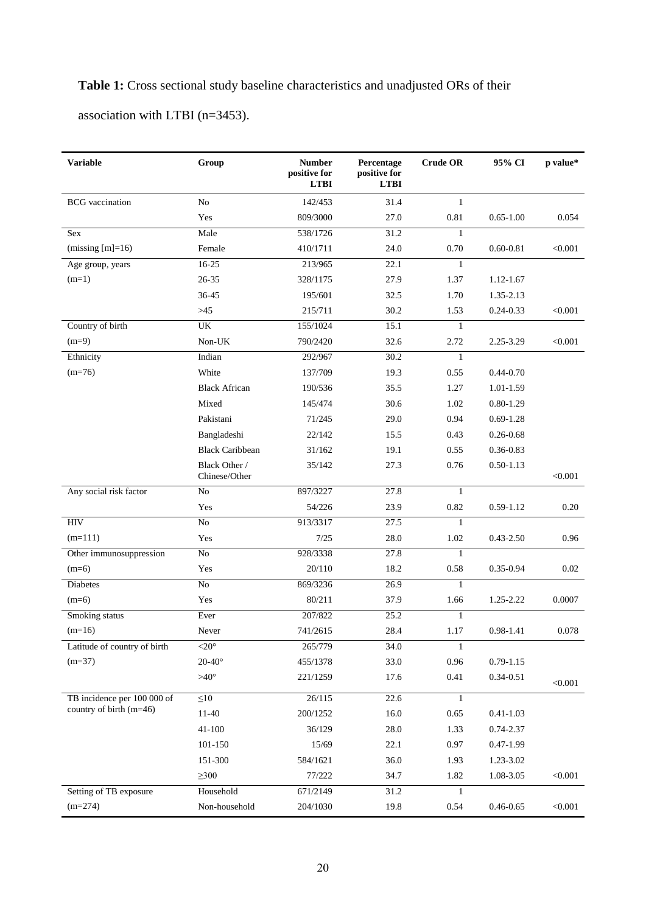**Table 1:** Cross sectional study baseline characteristics and unadjusted ORs of their association with LTBI (n=3453).

| Variable | Group | Number positive for LTBI | Percentage positive for LTBI | Crude OR | 95% CI | p value* |
|---|---|---|---|---|---|---|
| BCG vaccination | No | 142/453 | 31.4 | 1 | | |
| | Yes | 809/3000 | 27.0 | 0.81 | 0.65-1.00 | 0.054 |
| Sex | Male | 538/1726 | 31.2 | 1 | | |
| (missing [m]=16) | Female | 410/1711 | 24.0 | 0.70 | 0.60-0.81 | <0.001 |
| Age group, years | 16-25 | 213/965 | 22.1 | 1 | | |
| (m=1) | 26-35 | 328/1175 | 27.9 | 1.37 | 1.12-1.67 | |
| | 36-45 | 195/601 | 32.5 | 1.70 | 1.35-2.13 | |
| | >45 | 215/711 | 30.2 | 1.53 | 0.24-0.33 | <0.001 |
| Country of birth | UK | 155/1024 | 15.1 | 1 | | |
| (m=9) | Non-UK | 790/2420 | 32.6 | 2.72 | 2.25-3.29 | <0.001 |
| Ethnicity | Indian | 292/967 | 30.2 | 1 | | |
| (m=76) | White | 137/709 | 19.3 | 0.55 | 0.44-0.70 | |
| | Black African | 190/536 | 35.5 | 1.27 | 1.01-1.59 | |
| | Mixed | 145/474 | 30.6 | 1.02 | 0.80-1.29 | |
| | Pakistani | 71/245 | 29.0 | 0.94 | 0.69-1.28 | |
| | Bangladeshi | 22/142 | 15.5 | 0.43 | 0.26-0.68 | |
| | Black Caribbean | 31/162 | 19.1 | 0.55 | 0.36-0.83 | |
| | Black Other / Chinese/Other | 35/142 | 27.3 | 0.76 | 0.50-1.13 | <0.001 |
| Any social risk factor | No | 897/3227 | 27.8 | 1 | | |
| | Yes | 54/226 | 23.9 | 0.82 | 0.59-1.12 | 0.20 |
| HIV | No | 913/3317 | 27.5 | 1 | | |
| (m=111) | Yes | 7/25 | 28.0 | 1.02 | 0.43-2.50 | 0.96 |
| Other immunosuppression | No | 928/3338 | 27.8 | 1 | | |
| (m=6) | Yes | 20/110 | 18.2 | 0.58 | 0.35-0.94 | 0.02 |
| Diabetes | No | 869/3236 | 26.9 | 1 | | |
| (m=6) | Yes | 80/211 | 37.9 | 1.66 | 1.25-2.22 | 0.0007 |
| Smoking status | Ever | 207/822 | 25.2 | 1 | | |
| (m=16) | Never | 741/2615 | 28.4 | 1.17 | 0.98-1.41 | 0.078 |
| Latitude of country of birth | <20° | 265/779 | 34.0 | 1 | | |
| (m=37) | 20-40° | 455/1378 | 33.0 | 0.96 | 0.79-1.15 | |
| | >40° | 221/1259 | 17.6 | 0.41 | 0.34-0.51 | <0.001 |
| TB incidence per 100 000 of country of birth (m=46) | ≤10 | 26/115 | 22.6 | 1 | | |
| | 11-40 | 200/1252 | 16.0 | 0.65 | 0.41-1.03 | |
| | 41-100 | 36/129 | 28.0 | 1.33 | 0.74-2.37 | |
| | 101-150 | 15/69 | 22.1 | 0.97 | 0.47-1.99 | |
| | 151-300 | 584/1621 | 36.0 | 1.93 | 1.23-3.02 | |
| | ≥300 | 77/222 | 34.7 | 1.82 | 1.08-3.05 | <0.001 |
| Setting of TB exposure | Household | 671/2149 | 31.2 | 1 | | |
| (m=274) | Non-household | 204/1030 | 19.8 | 0.54 | 0.46-0.65 | <0.001 |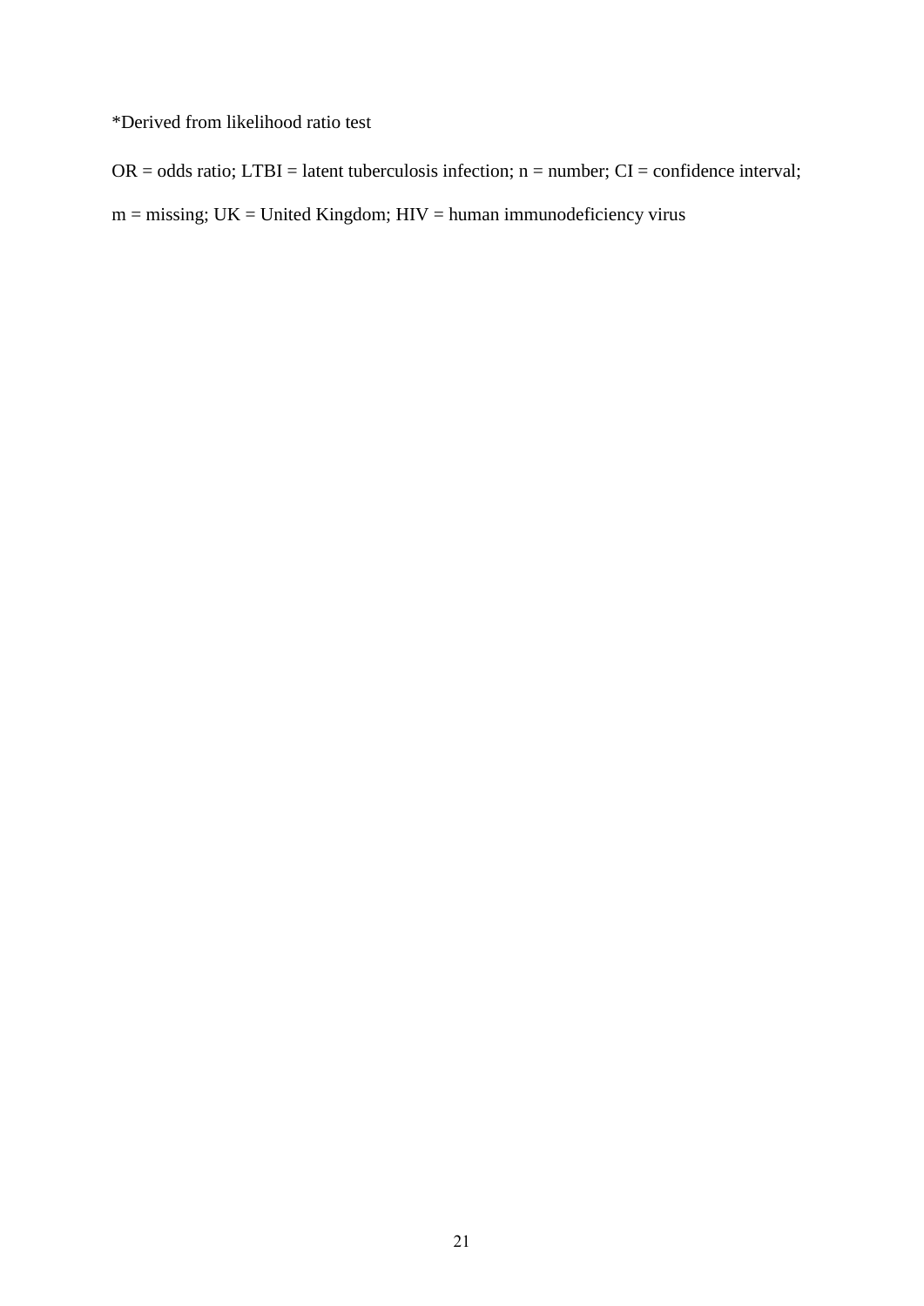*Derived from likelihood ratio test

OR = odds ratio; LTBI = latent tuberculosis infection; n = number; CI = confidence interval;

m = missing; UK = United Kingdom; HIV = human immunodeficiency virus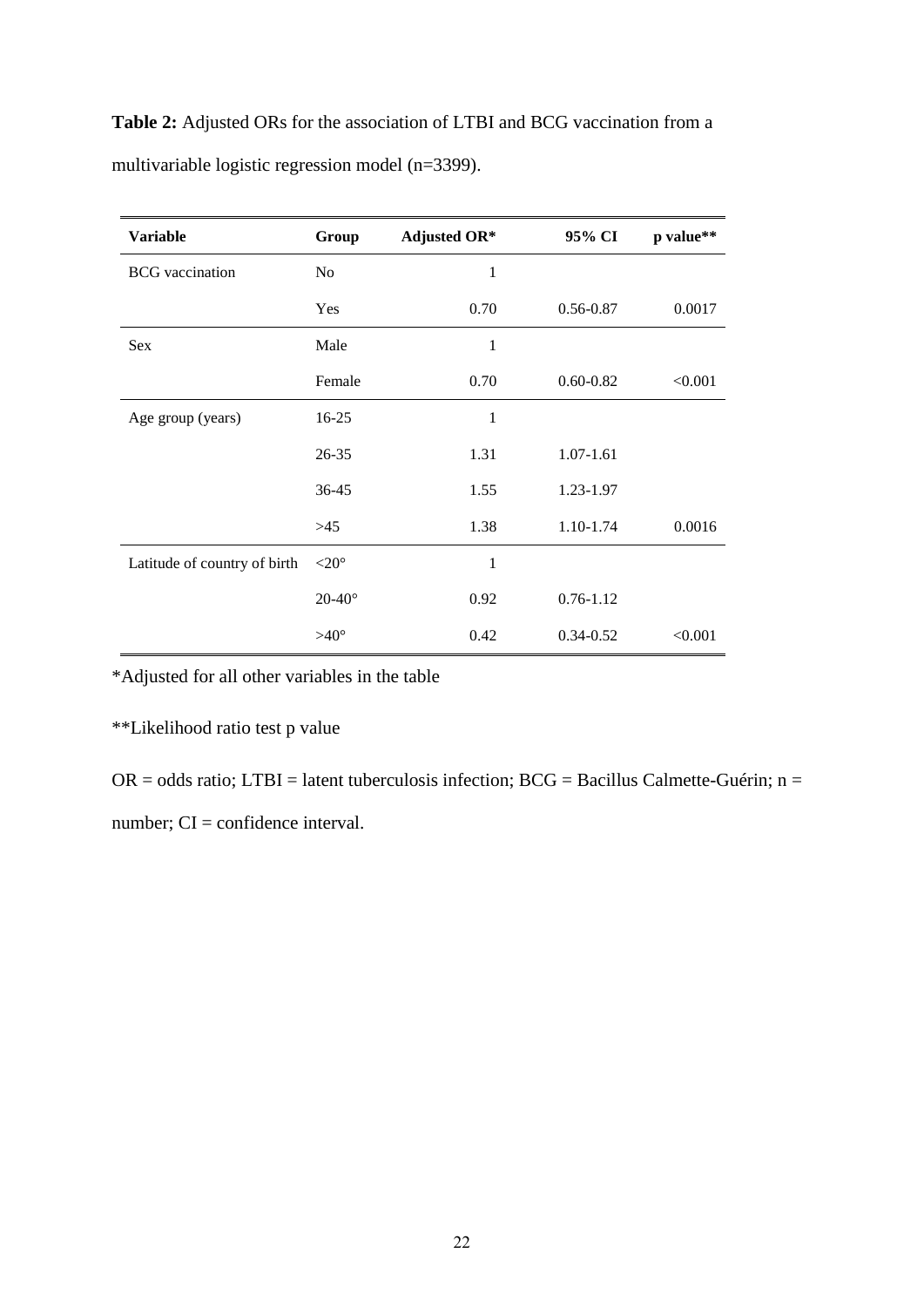**Table 2:** Adjusted ORs for the association of LTBI and BCG vaccination from a multivariable logistic regression model (n=3399).

| Variable | Group | Adjusted OR* | 95% CI | p value** |
|---|---|---|---|---|
| BCG vaccination | No | 1 | | |
| | Yes | 0.70 | 0.56-0.87 | 0.0017 |
| Sex | Male | 1 | | |
| | Female | 0.70 | 0.60-0.82 | <0.001 |
| Age group (years) | 16-25 | 1 | | |
| | 26-35 | 1.31 | 1.07-1.61 | |
| | 36-45 | 1.55 | 1.23-1.97 | |
| | >45 | 1.38 | 1.10-1.74 | 0.0016 |
| Latitude of country of birth | <20° | 1 | | |
| | 20-40° | 0.92 | 0.76-1.12 | |
| | >40° | 0.42 | 0.34-0.52 | <0.001 |

*Adjusted for all other variables in the table

**Likelihood ratio test p value

OR = odds ratio; LTBI = latent tuberculosis infection; BCG = Bacillus Calmette-Guérin; n = number; CI = confidence interval.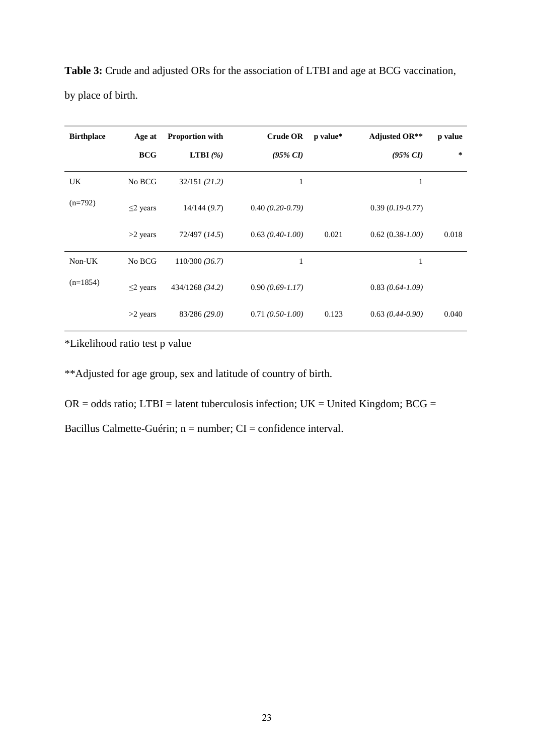**Table 3:** Crude and adjusted ORs for the association of LTBI and age at BCG vaccination, by place of birth.

| Birthplace | Age at BCG | Proportion with LTBI *(%)* | Crude OR *(95% CI)* | p value* | Adjusted OR** *(95% CI)* | p value * |
|---|---|---|---|---|---|---|
| UK (n=792) | No BCG | 32/151 *(21.2)* | 1 | | 1 | |
| | ≤2 years | 14/144 (*9.7*) | 0.40 *(0.20-0.79)* | | 0.39 (*0.19-0.77*) | |
| | >2 years | 72/497 (*14.5*) | 0.63 *(0.40-1.00)* | 0.021 | 0.62 (0.*38-1.00)* | 0.018 |
| Non-UK (n=1854) | No BCG | 110/300 *(36.7)* | 1 | | 1 | |
| | ≤2 years | 434/1268 *(34.2)* | 0.90 *(0.69-1.17)* | | 0.83 *(0.64-1.09)* | |
| | >2 years | 83/286 *(29.0)* | 0.71 *(0.50-1.00)* | 0.123 | 0.63 *(0.44-0.90)* | 0.040 |

*Likelihood ratio test p value

**Adjusted for age group, sex and latitude of country of birth.

OR = odds ratio; LTBI = latent tuberculosis infection; UK = United Kingdom; BCG = Bacillus Calmette-Guérin; n = number; CI = confidence interval.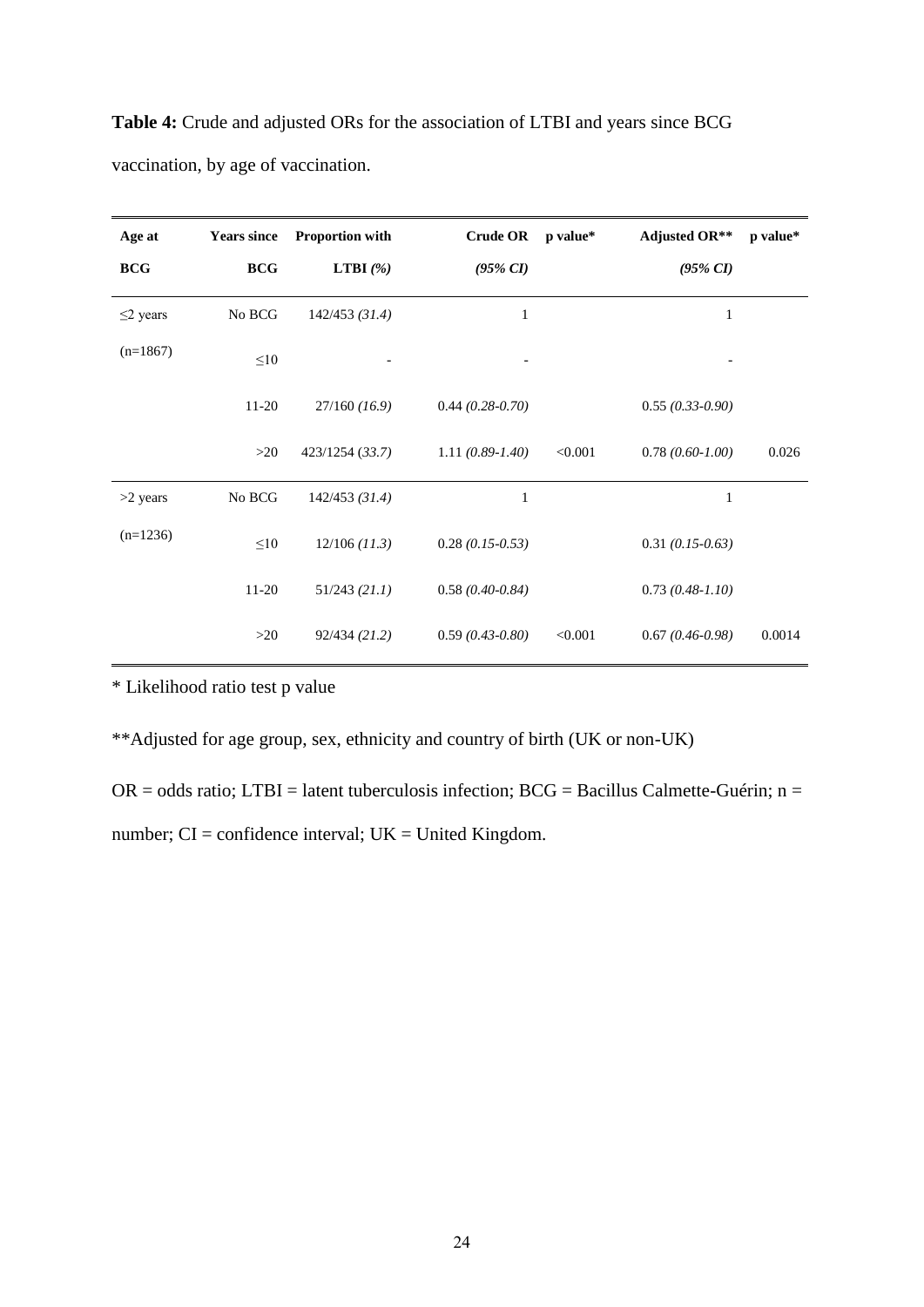**Table 4:** Crude and adjusted ORs for the association of LTBI and years since BCG vaccination, by age of vaccination.

| Age at BCG | Years since BCG | Proportion with LTBI *(%)* | Crude OR *(95% CI)* | p value* | Adjusted OR** *(95% CI)* | p value* |
|---|---|---|---|---|---|---|
| ≤2 years | No BCG | 142/453 *(31.4)* | 1 | | 1 | |
| (n=1867) | ≤10 | - | - | | - | |
| | 11-20 | 27/160 *(16.9)* | 0.44 *(0.28-0.70)* | | 0.55 *(0.33-0.90)* | |
| | >20 | 423/1254 *(33.7)* | 1.11 *(0.89-1.40)* | <0.001 | 0.78 *(0.60-1.00)* | 0.026 |
| >2 years | No BCG | 142/453 *(31.4)* | 1 | | 1 | |
| (n=1236) | ≤10 | 12/106 *(11.3)* | 0.28 *(0.15-0.53)* | | 0.31 *(0.15-0.63)* | |
| | 11-20 | 51/243 *(21.1)* | 0.58 *(0.40-0.84)* | | 0.73 *(0.48-1.10)* | |
| | >20 | 92/434 *(21.2)* | 0.59 *(0.43-0.80)* | <0.001 | 0.67 *(0.46-0.98)* | 0.0014 |

* Likelihood ratio test p value

**Adjusted for age group, sex, ethnicity and country of birth (UK or non-UK)

OR = odds ratio; LTBI = latent tuberculosis infection; BCG = Bacillus Calmette-Guérin; n = number; CI = confidence interval; UK = United Kingdom.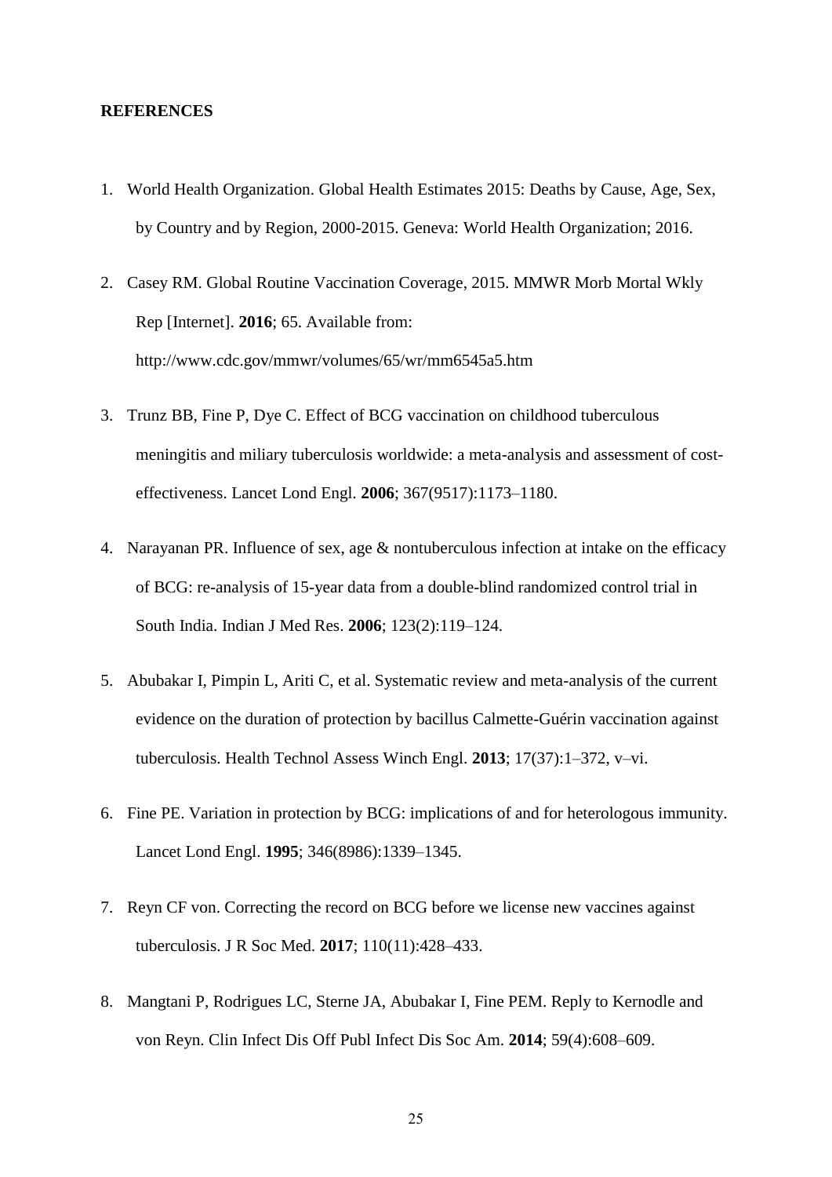**REFERENCES**

1. World Health Organization. Global Health Estimates 2015: Deaths by Cause, Age, Sex, by Country and by Region, 2000-2015. Geneva: World Health Organization; 2016.
2. Casey RM. Global Routine Vaccination Coverage, 2015. MMWR Morb Mortal Wkly Rep [Internet]. **2016**; 65. Available from: http://www.cdc.gov/mmwr/volumes/65/wr/mm6545a5.htm
3. Trunz BB, Fine P, Dye C. Effect of BCG vaccination on childhood tuberculous meningitis and miliary tuberculosis worldwide: a meta-analysis and assessment of cost-effectiveness. Lancet Lond Engl. **2006**; 367(9517):1173–1180.
4. Narayanan PR. Influence of sex, age & nontuberculous infection at intake on the efficacy of BCG: re-analysis of 15-year data from a double-blind randomized control trial in South India. Indian J Med Res. **2006**; 123(2):119–124.
5. Abubakar I, Pimpin L, Ariti C, et al. Systematic review and meta-analysis of the current evidence on the duration of protection by bacillus Calmette-Guérin vaccination against tuberculosis. Health Technol Assess Winch Engl. **2013**; 17(37):1–372, v–vi.
6. Fine PE. Variation in protection by BCG: implications of and for heterologous immunity. Lancet Lond Engl. **1995**; 346(8986):1339–1345.
7. Reyn CF von. Correcting the record on BCG before we license new vaccines against tuberculosis. J R Soc Med. **2017**; 110(11):428–433.
8. Mangtani P, Rodrigues LC, Sterne JA, Abubakar I, Fine PEM. Reply to Kernodle and von Reyn. Clin Infect Dis Off Publ Infect Dis Soc Am. **2014**; 59(4):608–609.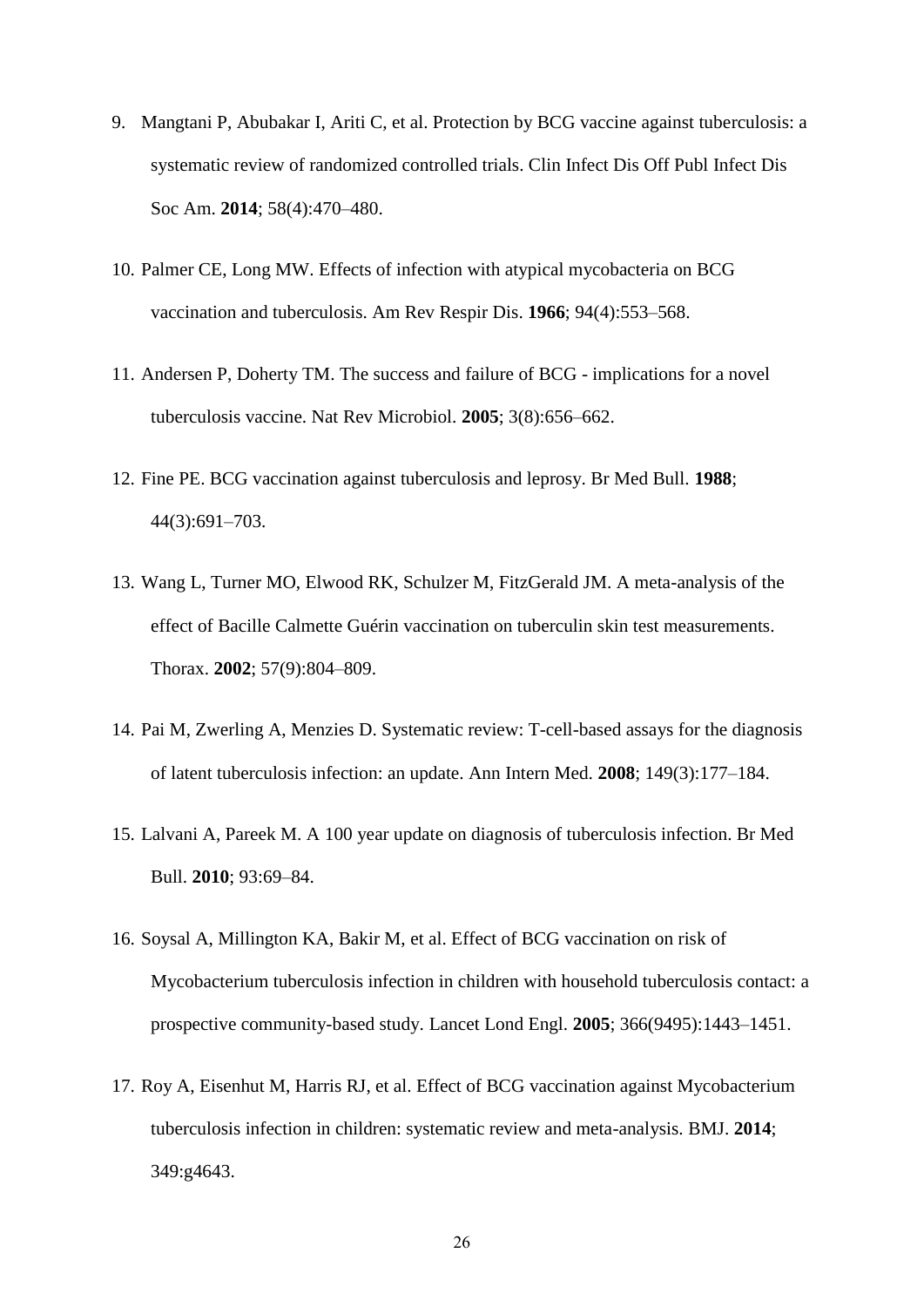9. Mangtani P, Abubakar I, Ariti C, et al. Protection by BCG vaccine against tuberculosis: a systematic review of randomized controlled trials. Clin Infect Dis Off Publ Infect Dis Soc Am. **2014**; 58(4):470–480.

10. Palmer CE, Long MW. Effects of infection with atypical mycobacteria on BCG vaccination and tuberculosis. Am Rev Respir Dis. **1966**; 94(4):553–568.

11. Andersen P, Doherty TM. The success and failure of BCG - implications for a novel tuberculosis vaccine. Nat Rev Microbiol. **2005**; 3(8):656–662.

12. Fine PE. BCG vaccination against tuberculosis and leprosy. Br Med Bull. **1988**; 44(3):691–703.

13. Wang L, Turner MO, Elwood RK, Schulzer M, FitzGerald JM. A meta-analysis of the effect of Bacille Calmette Guérin vaccination on tuberculin skin test measurements. Thorax. **2002**; 57(9):804–809.

14. Pai M, Zwerling A, Menzies D. Systematic review: T-cell-based assays for the diagnosis of latent tuberculosis infection: an update. Ann Intern Med. **2008**; 149(3):177–184.

15. Lalvani A, Pareek M. A 100 year update on diagnosis of tuberculosis infection. Br Med Bull. **2010**; 93:69–84.

16. Soysal A, Millington KA, Bakir M, et al. Effect of BCG vaccination on risk of Mycobacterium tuberculosis infection in children with household tuberculosis contact: a prospective community-based study. Lancet Lond Engl. **2005**; 366(9495):1443–1451.

17. Roy A, Eisenhut M, Harris RJ, et al. Effect of BCG vaccination against Mycobacterium tuberculosis infection in children: systematic review and meta-analysis. BMJ. **2014**; 349:g4643.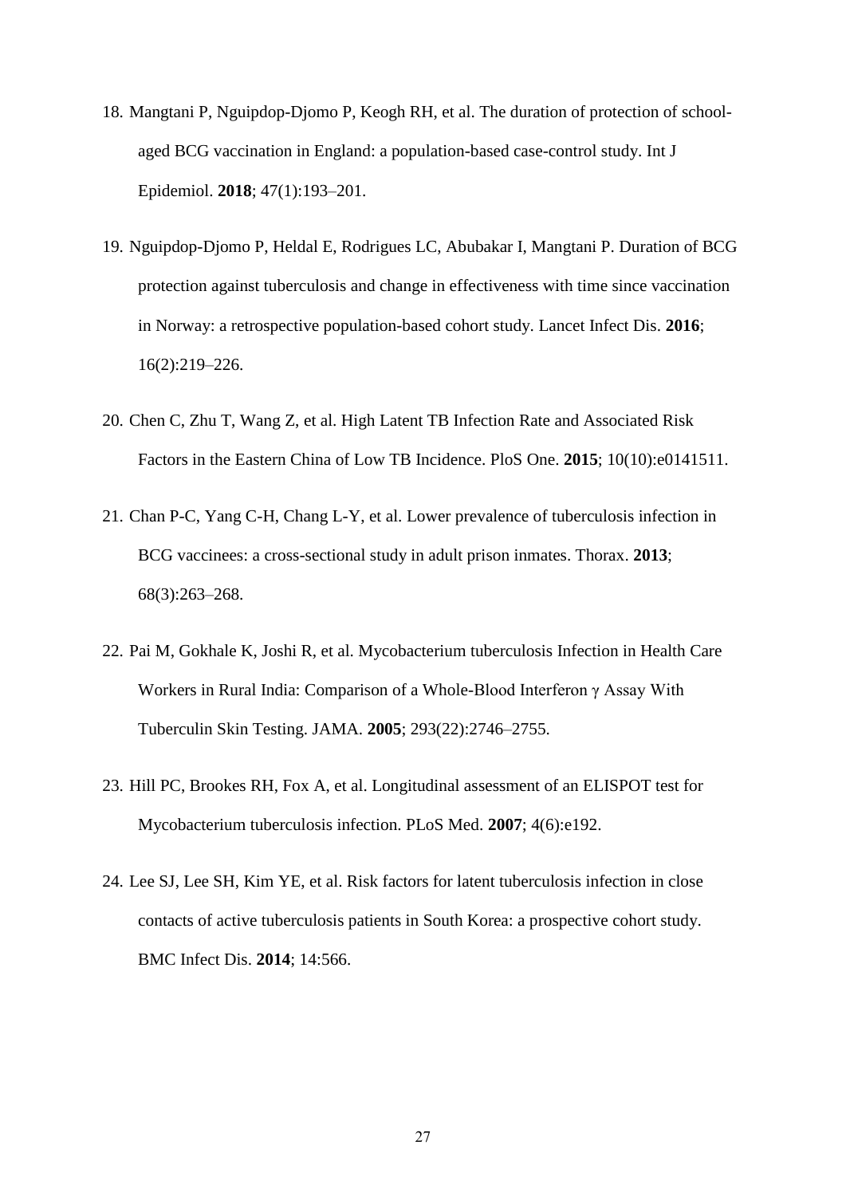18. Mangtani P, Nguipdop-Djomo P, Keogh RH, et al. The duration of protection of school-aged BCG vaccination in England: a population-based case-control study. Int J Epidemiol. **2018**; 47(1):193–201.

19. Nguipdop-Djomo P, Heldal E, Rodrigues LC, Abubakar I, Mangtani P. Duration of BCG protection against tuberculosis and change in effectiveness with time since vaccination in Norway: a retrospective population-based cohort study. Lancet Infect Dis. **2016**; 16(2):219–226.

20. Chen C, Zhu T, Wang Z, et al. High Latent TB Infection Rate and Associated Risk Factors in the Eastern China of Low TB Incidence. PloS One. **2015**; 10(10):e0141511.

21. Chan P-C, Yang C-H, Chang L-Y, et al. Lower prevalence of tuberculosis infection in BCG vaccinees: a cross-sectional study in adult prison inmates. Thorax. **2013**; 68(3):263–268.

22. Pai M, Gokhale K, Joshi R, et al. Mycobacterium tuberculosis Infection in Health Care Workers in Rural India: Comparison of a Whole-Blood Interferon γ Assay With Tuberculin Skin Testing. JAMA. **2005**; 293(22):2746–2755.

23. Hill PC, Brookes RH, Fox A, et al. Longitudinal assessment of an ELISPOT test for Mycobacterium tuberculosis infection. PLoS Med. **2007**; 4(6):e192.

24. Lee SJ, Lee SH, Kim YE, et al. Risk factors for latent tuberculosis infection in close contacts of active tuberculosis patients in South Korea: a prospective cohort study. BMC Infect Dis. **2014**; 14:566.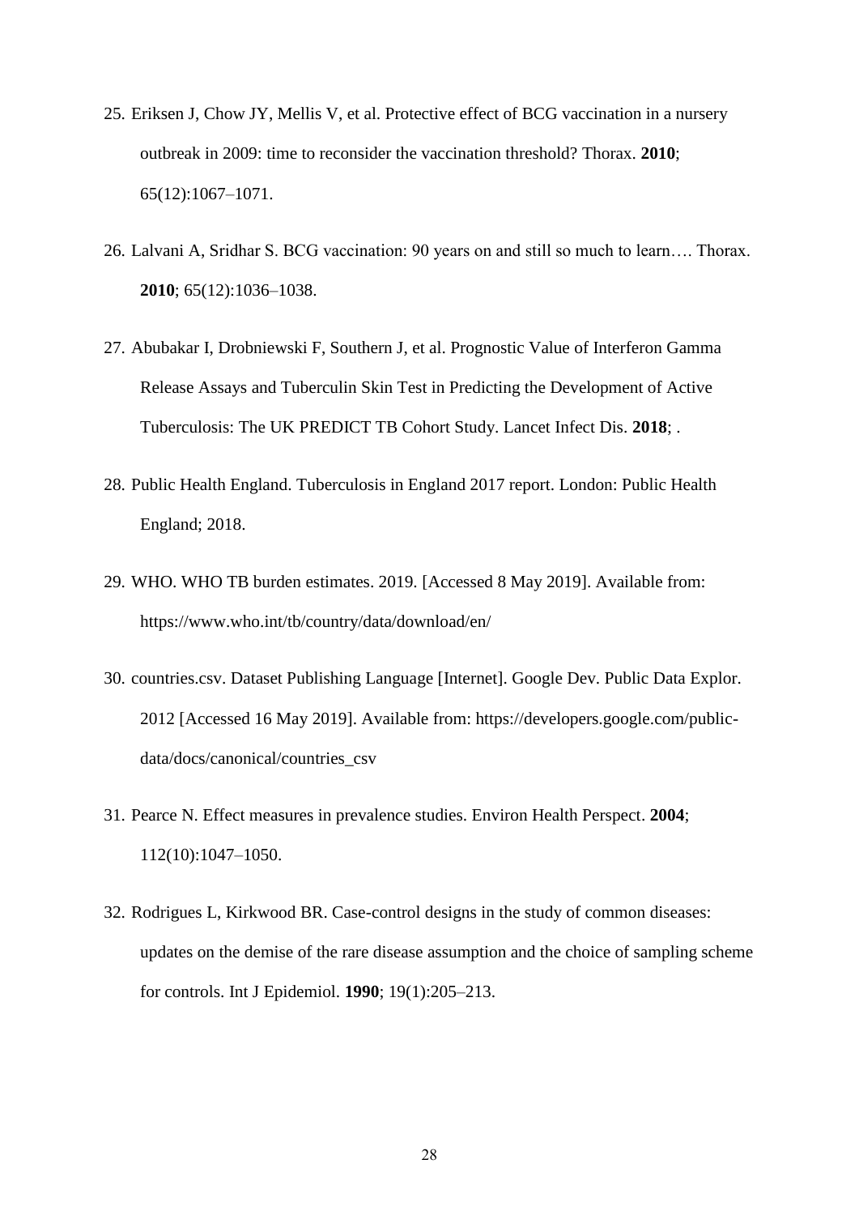25. Eriksen J, Chow JY, Mellis V, et al. Protective effect of BCG vaccination in a nursery outbreak in 2009: time to reconsider the vaccination threshold? Thorax. **2010**; 65(12):1067–1071.

26. Lalvani A, Sridhar S. BCG vaccination: 90 years on and still so much to learn…. Thorax. **2010**; 65(12):1036–1038.

27. Abubakar I, Drobniewski F, Southern J, et al. Prognostic Value of Interferon Gamma Release Assays and Tuberculin Skin Test in Predicting the Development of Active Tuberculosis: The UK PREDICT TB Cohort Study. Lancet Infect Dis. **2018**; .

28. Public Health England. Tuberculosis in England 2017 report. London: Public Health England; 2018.

29. WHO. WHO TB burden estimates. 2019. [Accessed 8 May 2019]. Available from: https://www.who.int/tb/country/data/download/en/

30. countries.csv. Dataset Publishing Language [Internet]. Google Dev. Public Data Explor. 2012 [Accessed 16 May 2019]. Available from: https://developers.google.com/public-data/docs/canonical/countries_csv

31. Pearce N. Effect measures in prevalence studies. Environ Health Perspect. **2004**; 112(10):1047–1050.

32. Rodrigues L, Kirkwood BR. Case-control designs in the study of common diseases: updates on the demise of the rare disease assumption and the choice of sampling scheme for controls. Int J Epidemiol. **1990**; 19(1):205–213.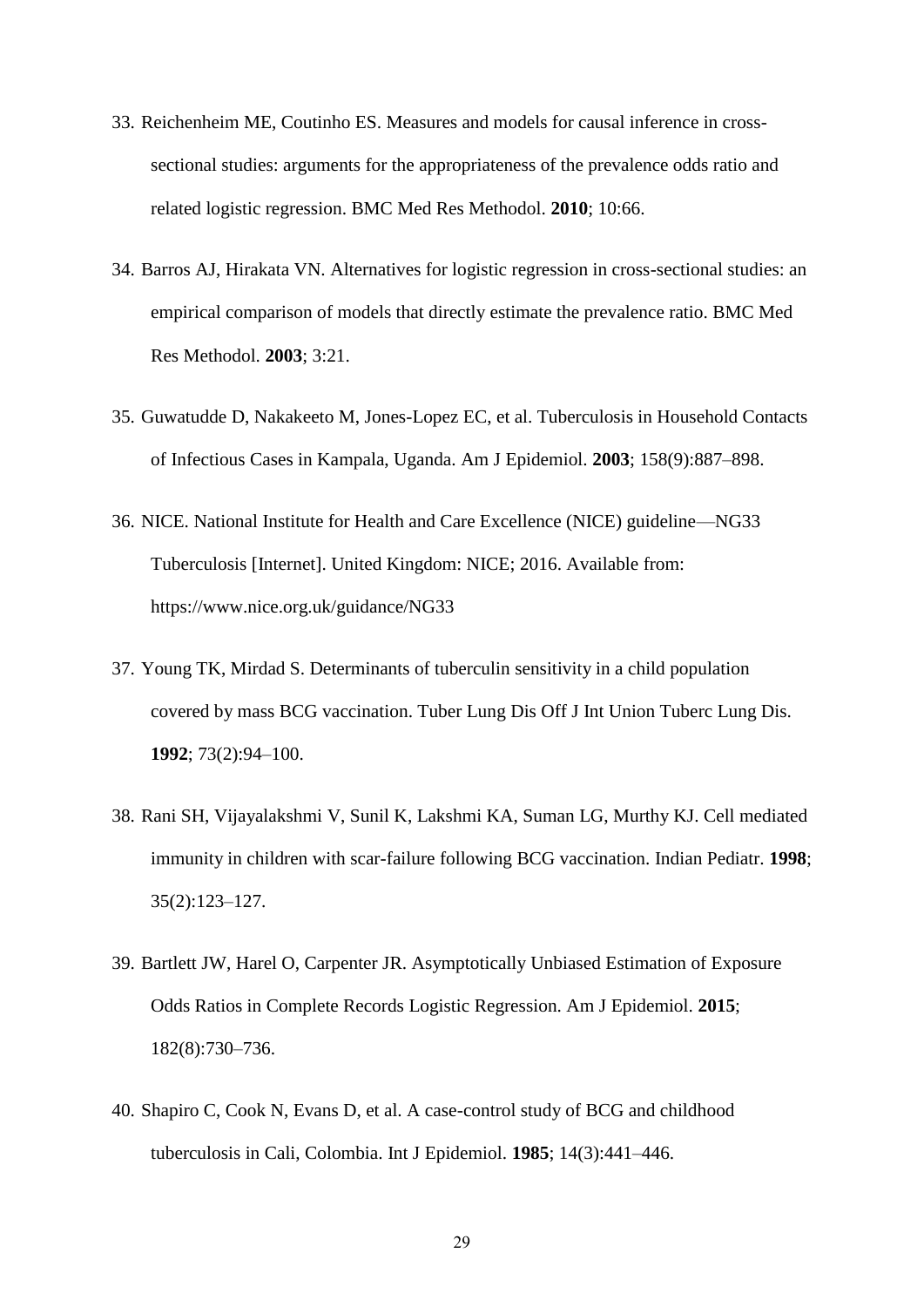33. Reichenheim ME, Coutinho ES. Measures and models for causal inference in cross-sectional studies: arguments for the appropriateness of the prevalence odds ratio and related logistic regression. BMC Med Res Methodol. **2010**; 10:66.

34. Barros AJ, Hirakata VN. Alternatives for logistic regression in cross-sectional studies: an empirical comparison of models that directly estimate the prevalence ratio. BMC Med Res Methodol. **2003**; 3:21.

35. Guwatudde D, Nakakeeto M, Jones-Lopez EC, et al. Tuberculosis in Household Contacts of Infectious Cases in Kampala, Uganda. Am J Epidemiol. **2003**; 158(9):887–898.

36. NICE. National Institute for Health and Care Excellence (NICE) guideline—NG33 Tuberculosis [Internet]. United Kingdom: NICE; 2016. Available from: https://www.nice.org.uk/guidance/NG33

37. Young TK, Mirdad S. Determinants of tuberculin sensitivity in a child population covered by mass BCG vaccination. Tuber Lung Dis Off J Int Union Tuberc Lung Dis. **1992**; 73(2):94–100.

38. Rani SH, Vijayalakshmi V, Sunil K, Lakshmi KA, Suman LG, Murthy KJ. Cell mediated immunity in children with scar-failure following BCG vaccination. Indian Pediatr. **1998**; 35(2):123–127.

39. Bartlett JW, Harel O, Carpenter JR. Asymptotically Unbiased Estimation of Exposure Odds Ratios in Complete Records Logistic Regression. Am J Epidemiol. **2015**; 182(8):730–736.

40. Shapiro C, Cook N, Evans D, et al. A case-control study of BCG and childhood tuberculosis in Cali, Colombia. Int J Epidemiol. **1985**; 14(3):441–446.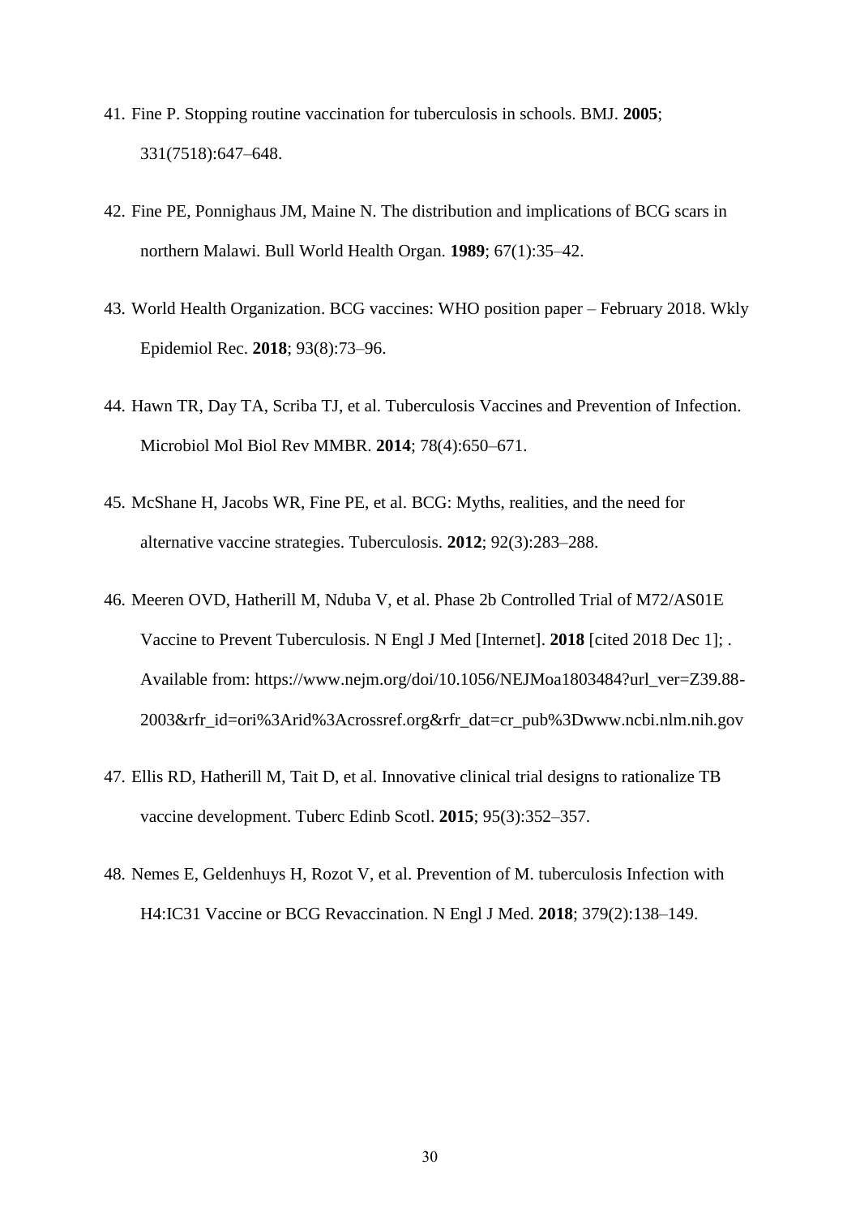41. Fine P. Stopping routine vaccination for tuberculosis in schools. BMJ. **2005**; 331(7518):647–648.

42. Fine PE, Ponnighaus JM, Maine N. The distribution and implications of BCG scars in northern Malawi. Bull World Health Organ. **1989**; 67(1):35–42.

43. World Health Organization. BCG vaccines: WHO position paper – February 2018. Wkly Epidemiol Rec. **2018**; 93(8):73–96.

44. Hawn TR, Day TA, Scriba TJ, et al. Tuberculosis Vaccines and Prevention of Infection. Microbiol Mol Biol Rev MMBR. **2014**; 78(4):650–671.

45. McShane H, Jacobs WR, Fine PE, et al. BCG: Myths, realities, and the need for alternative vaccine strategies. Tuberculosis. **2012**; 92(3):283–288.

46. Meeren OVD, Hatherill M, Nduba V, et al. Phase 2b Controlled Trial of M72/AS01E Vaccine to Prevent Tuberculosis. N Engl J Med [Internet]. **2018** [cited 2018 Dec 1]; . Available from: https://www.nejm.org/doi/10.1056/NEJMoa1803484?url_ver=Z39.88-2003&rfr_id=ori%3Arid%3Acrossref.org&rfr_dat=cr_pub%3Dwww.ncbi.nlm.nih.gov

47. Ellis RD, Hatherill M, Tait D, et al. Innovative clinical trial designs to rationalize TB vaccine development. Tuberc Edinb Scotl. **2015**; 95(3):352–357.

48. Nemes E, Geldenhuys H, Rozot V, et al. Prevention of M. tuberculosis Infection with H4:IC31 Vaccine or BCG Revaccination. N Engl J Med. **2018**; 379(2):138–149.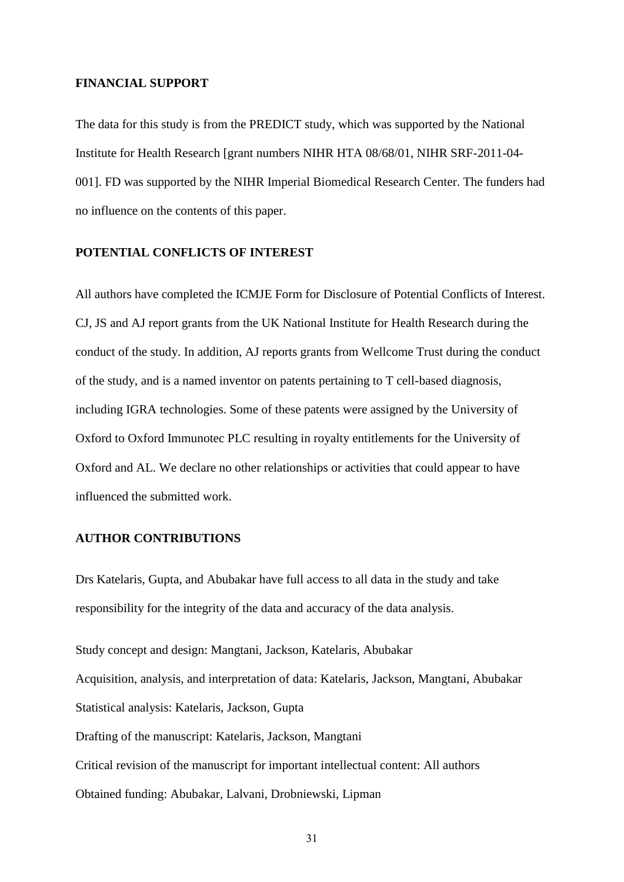## FINANCIAL SUPPORT

The data for this study is from the PREDICT study, which was supported by the National Institute for Health Research [grant numbers NIHR HTA 08/68/01, NIHR SRF-2011-04-001]. FD was supported by the NIHR Imperial Biomedical Research Center. The funders had no influence on the contents of this paper.

## POTENTIAL CONFLICTS OF INTEREST

All authors have completed the ICMJE Form for Disclosure of Potential Conflicts of Interest. CJ, JS and AJ report grants from the UK National Institute for Health Research during the conduct of the study. In addition, AJ reports grants from Wellcome Trust during the conduct of the study, and is a named inventor on patents pertaining to T cell-based diagnosis, including IGRA technologies. Some of these patents were assigned by the University of Oxford to Oxford Immunotec PLC resulting in royalty entitlements for the University of Oxford and AL. We declare no other relationships or activities that could appear to have influenced the submitted work.

## AUTHOR CONTRIBUTIONS

Drs Katelaris, Gupta, and Abubakar have full access to all data in the study and take responsibility for the integrity of the data and accuracy of the data analysis.

Study concept and design: Mangtani, Jackson, Katelaris, Abubakar

Acquisition, analysis, and interpretation of data: Katelaris, Jackson, Mangtani, Abubakar

Statistical analysis: Katelaris, Jackson, Gupta

Drafting of the manuscript: Katelaris, Jackson, Mangtani

Critical revision of the manuscript for important intellectual content: All authors

Obtained funding: Abubakar, Lalvani, Drobniewski, Lipman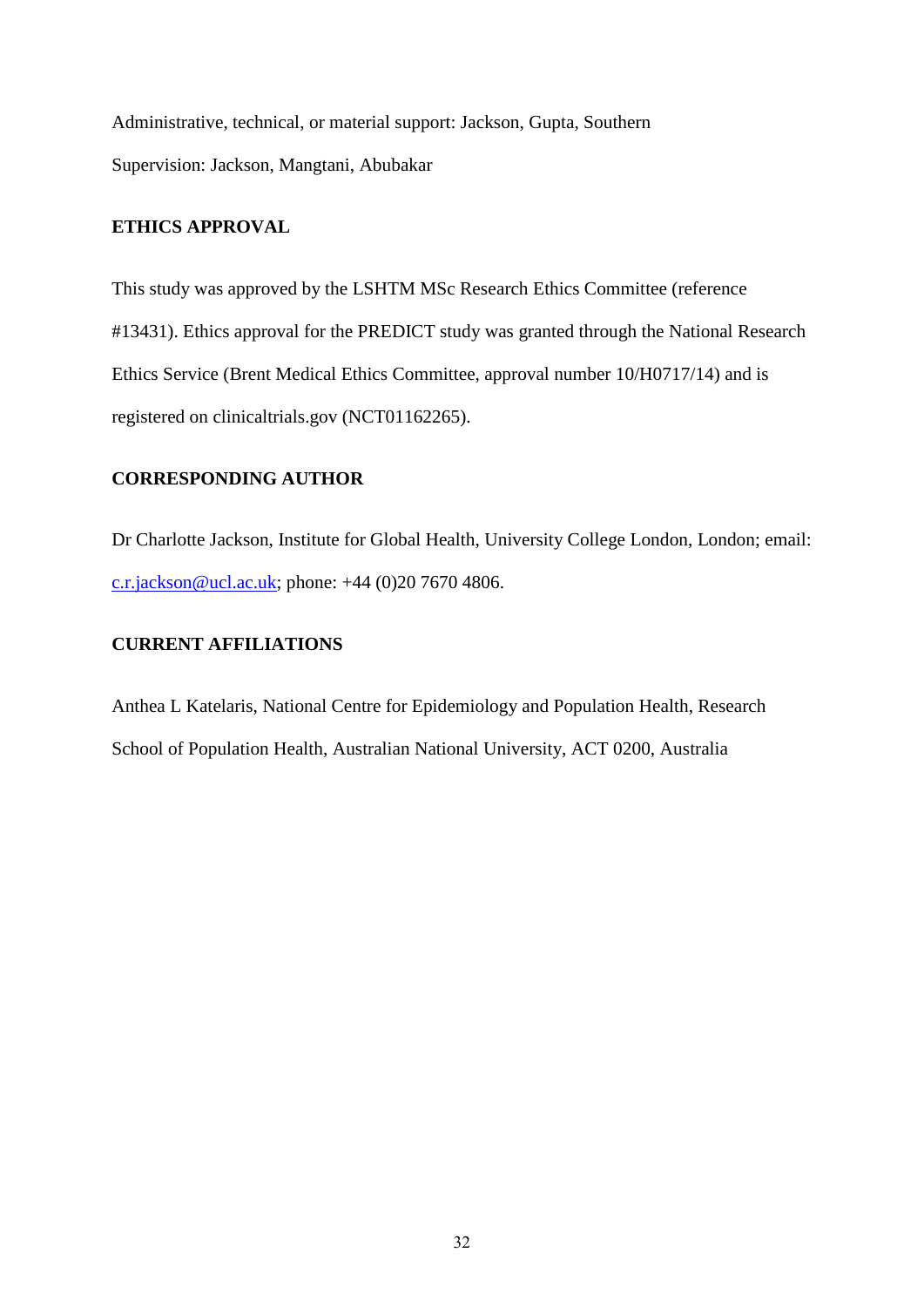Administrative, technical, or material support: Jackson, Gupta, Southern

Supervision: Jackson, Mangtani, Abubakar

## ETHICS APPROVAL

This study was approved by the LSHTM MSc Research Ethics Committee (reference #13431). Ethics approval for the PREDICT study was granted through the National Research Ethics Service (Brent Medical Ethics Committee, approval number 10/H0717/14) and is registered on clinicaltrials.gov (NCT01162265).

## CORRESPONDING AUTHOR

Dr Charlotte Jackson, Institute for Global Health, University College London, London; email: c.r.jackson@ucl.ac.uk; phone: +44 (0)20 7670 4806.

## CURRENT AFFILIATIONS

Anthea L Katelaris, National Centre for Epidemiology and Population Health, Research School of Population Health, Australian National University, ACT 0200, Australia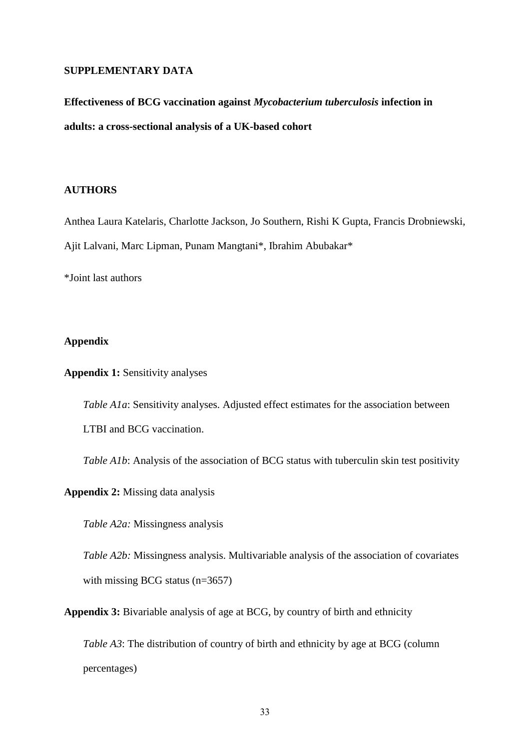**SUPPLEMENTARY DATA**

**Effectiveness of BCG vaccination against *Mycobacterium tuberculosis* infection in adults: a cross-sectional analysis of a UK-based cohort**

**AUTHORS**

Anthea Laura Katelaris, Charlotte Jackson, Jo Southern, Rishi K Gupta, Francis Drobniewski, Ajit Lalvani, Marc Lipman, Punam Mangtani*, Ibrahim Abubakar*

*Joint last authors

**Appendix**

**Appendix 1:** Sensitivity analyses

*Table A1a*: Sensitivity analyses. Adjusted effect estimates for the association between LTBI and BCG vaccination.

*Table A1b*: Analysis of the association of BCG status with tuberculin skin test positivity

**Appendix 2:** Missing data analysis

*Table A2a:* Missingness analysis

*Table A2b:* Missingness analysis. Multivariable analysis of the association of covariates with missing BCG status (n=3657)

**Appendix 3:** Bivariable analysis of age at BCG, by country of birth and ethnicity

*Table A3*: The distribution of country of birth and ethnicity by age at BCG (column percentages)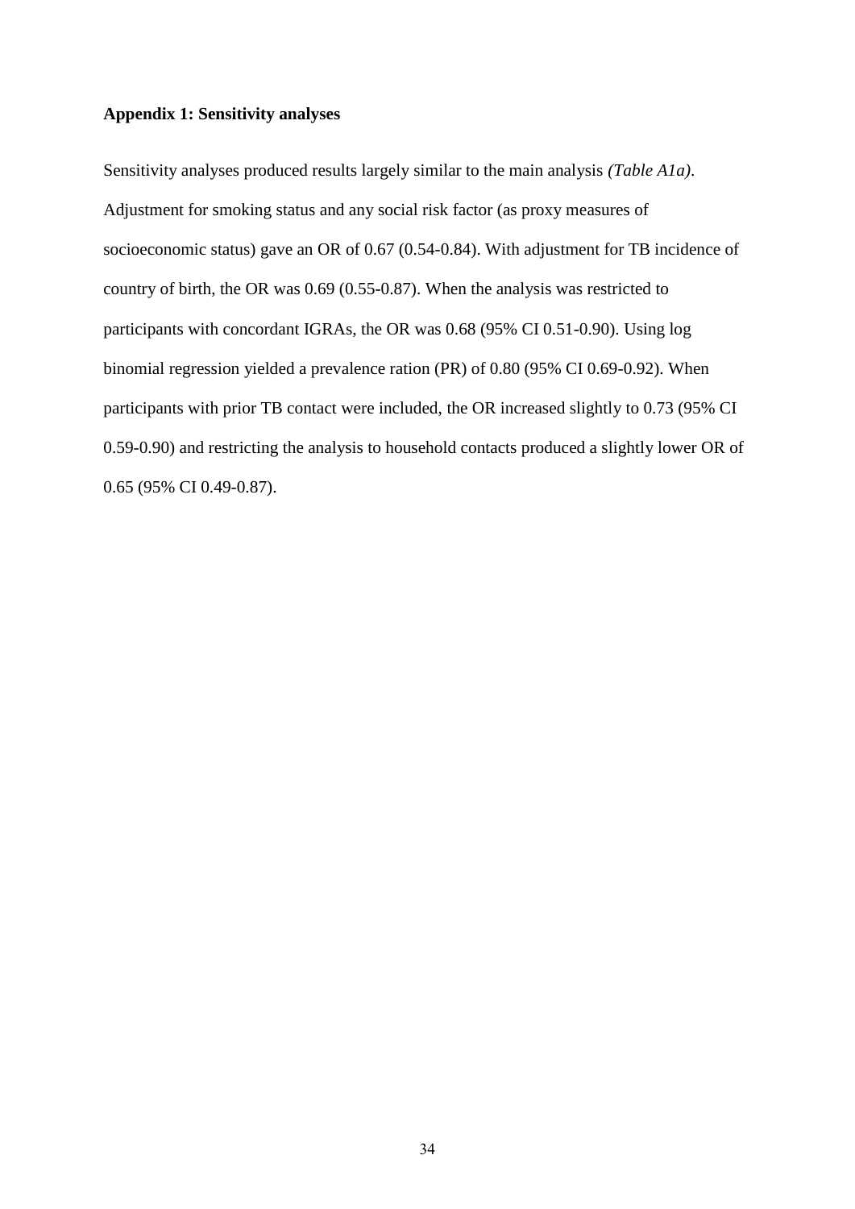**Appendix 1: Sensitivity analyses**

Sensitivity analyses produced results largely similar to the main analysis *(Table A1a)*. Adjustment for smoking status and any social risk factor (as proxy measures of socioeconomic status) gave an OR of 0.67 (0.54-0.84). With adjustment for TB incidence of country of birth, the OR was 0.69 (0.55-0.87). When the analysis was restricted to participants with concordant IGRAs, the OR was 0.68 (95% CI 0.51-0.90). Using log binomial regression yielded a prevalence ration (PR) of 0.80 (95% CI 0.69-0.92). When participants with prior TB contact were included, the OR increased slightly to 0.73 (95% CI 0.59-0.90) and restricting the analysis to household contacts produced a slightly lower OR of 0.65 (95% CI 0.49-0.87).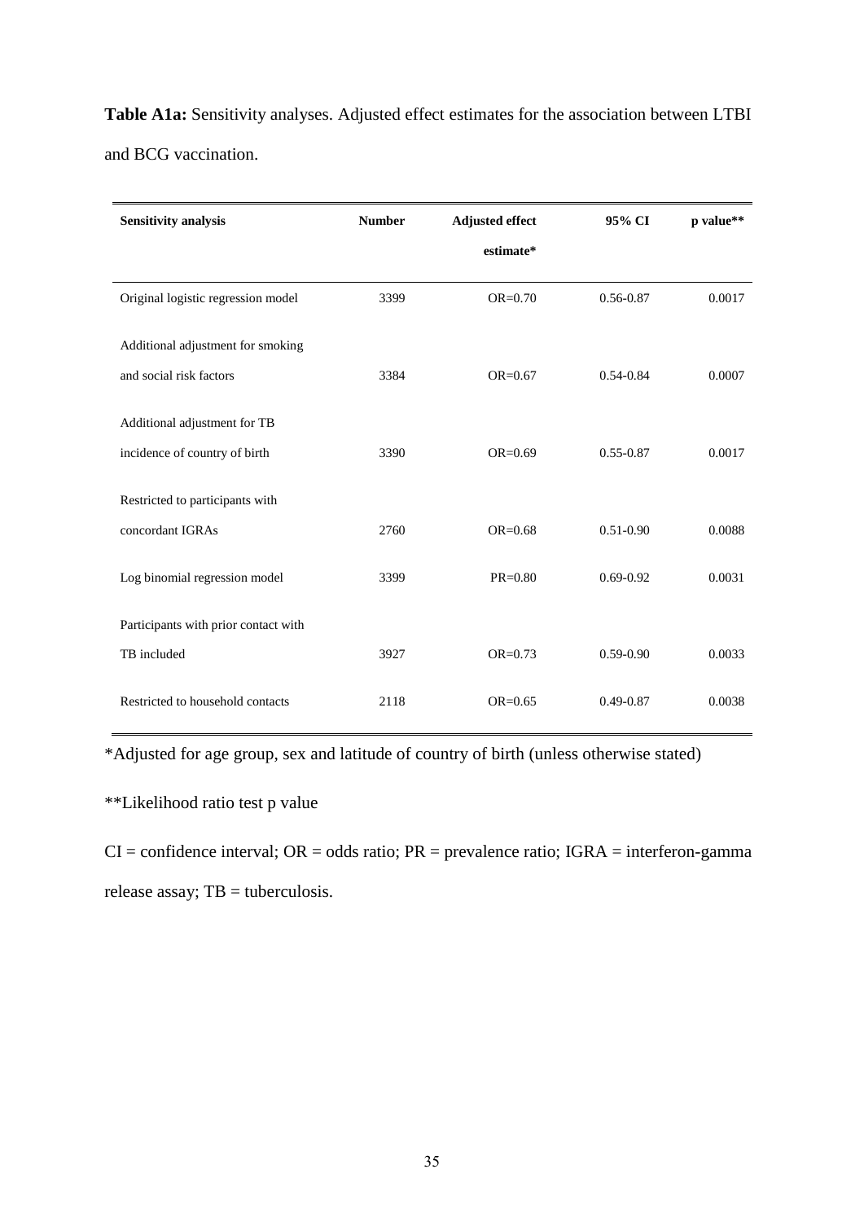**Table A1a:** Sensitivity analyses. Adjusted effect estimates for the association between LTBI and BCG vaccination.

| Sensitivity analysis | Number | Adjusted effect estimate* | 95% CI | p value** |
|---|---|---|---|---|
| Original logistic regression model | 3399 | OR=0.70 | 0.56-0.87 | 0.0017 |
| Additional adjustment for smoking and social risk factors | 3384 | OR=0.67 | 0.54-0.84 | 0.0007 |
| Additional adjustment for TB incidence of country of birth | 3390 | OR=0.69 | 0.55-0.87 | 0.0017 |
| Restricted to participants with concordant IGRAs | 2760 | OR=0.68 | 0.51-0.90 | 0.0088 |
| Log binomial regression model | 3399 | PR=0.80 | 0.69-0.92 | 0.0031 |
| Participants with prior contact with TB included | 3927 | OR=0.73 | 0.59-0.90 | 0.0033 |
| Restricted to household contacts | 2118 | OR=0.65 | 0.49-0.87 | 0.0038 |

*Adjusted for age group, sex and latitude of country of birth (unless otherwise stated)

**Likelihood ratio test p value

CI = confidence interval; OR = odds ratio; PR = prevalence ratio; IGRA = interferon-gamma release assay; TB = tuberculosis.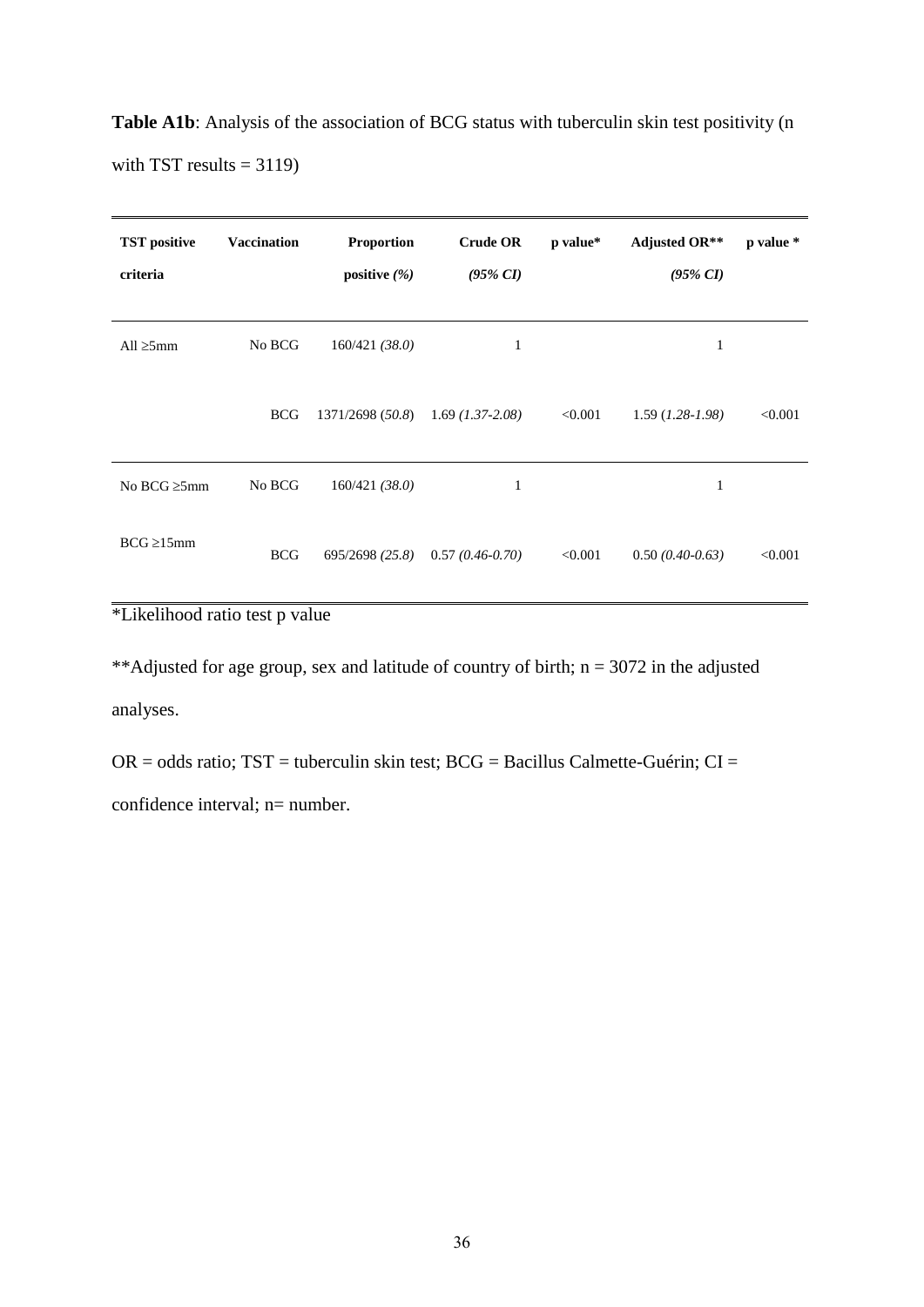**Table A1b**: Analysis of the association of BCG status with tuberculin skin test positivity (n with TST results = 3119)

| TST positive criteria | Vaccination | Proportion positive *(%)* | Crude OR *(95% CI)* | p value* | Adjusted OR** *(95% CI)* | p value * |
|---|---|---|---|---|---|---|
| All ≥5mm | No BCG | 160/421 *(38.0)* | 1 | | 1 | |
| | BCG | 1371/2698 (*50.8*) | 1.69 *(1.37-2.08)* | <0.001 | 1.59 (*1.28-1.98)* | <0.001 |
| No BCG ≥5mm | No BCG | 160/421 *(38.0)* | 1 | | 1 | |
| BCG ≥15mm | BCG | 695/2698 *(25.8)* | 0.57 *(0.46-0.70)* | <0.001 | 0.50 *(0.40-0.63)* | <0.001 |

*Likelihood ratio test p value

**Adjusted for age group, sex and latitude of country of birth; n = 3072 in the adjusted analyses.

OR = odds ratio; TST = tuberculin skin test; BCG = Bacillus Calmette-Guérin; CI = confidence interval; n= number.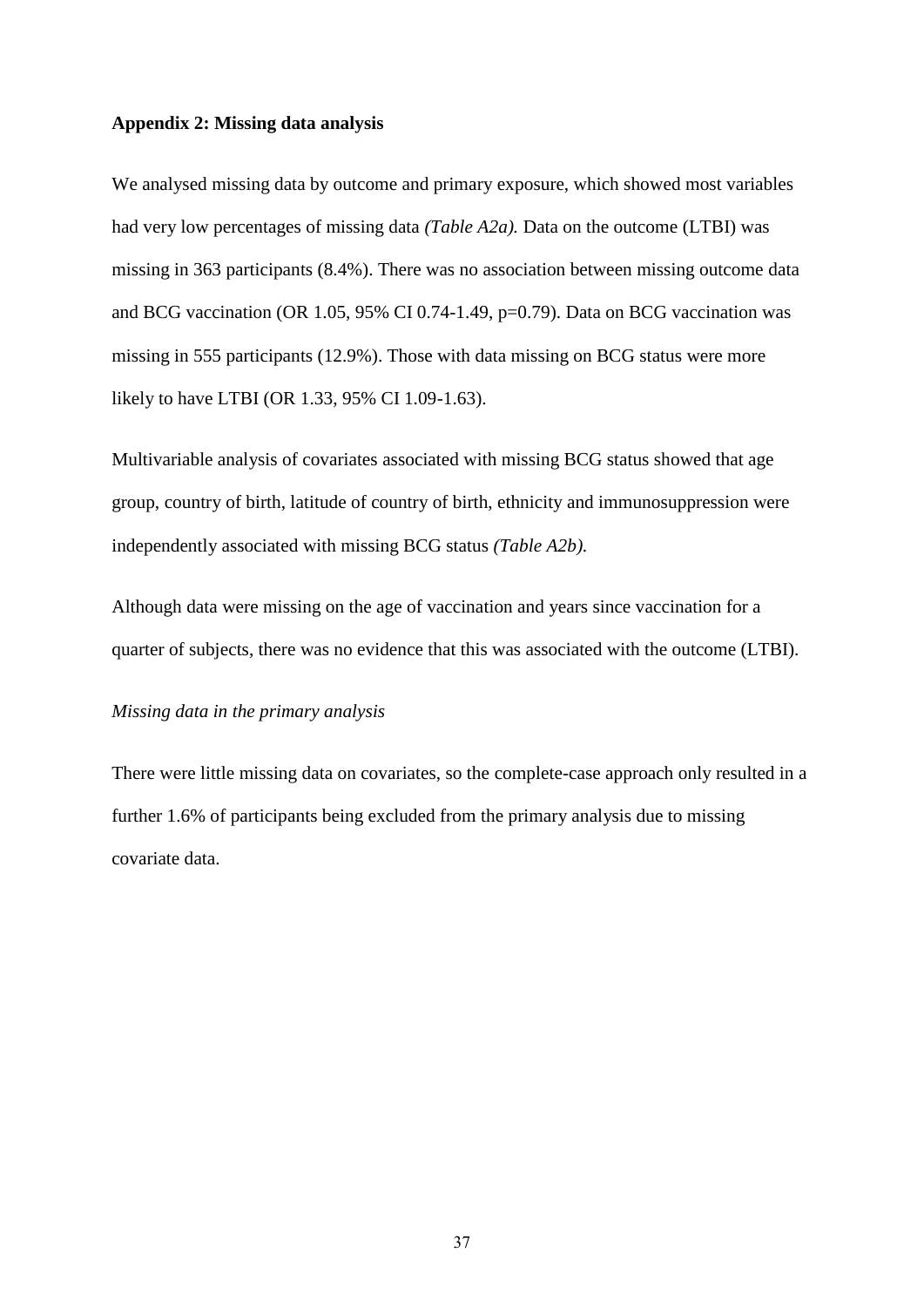## Appendix 2: Missing data analysis

We analysed missing data by outcome and primary exposure, which showed most variables had very low percentages of missing data *(Table A2a).* Data on the outcome (LTBI) was missing in 363 participants (8.4%). There was no association between missing outcome data and BCG vaccination (OR 1.05, 95% CI 0.74-1.49, p=0.79). Data on BCG vaccination was missing in 555 participants (12.9%). Those with data missing on BCG status were more likely to have LTBI (OR 1.33, 95% CI 1.09-1.63).

Multivariable analysis of covariates associated with missing BCG status showed that age group, country of birth, latitude of country of birth, ethnicity and immunosuppression were independently associated with missing BCG status *(Table A2b).*

Although data were missing on the age of vaccination and years since vaccination for a quarter of subjects, there was no evidence that this was associated with the outcome (LTBI).

### *Missing data in the primary analysis*

There were little missing data on covariates, so the complete-case approach only resulted in a further 1.6% of participants being excluded from the primary analysis due to missing covariate data.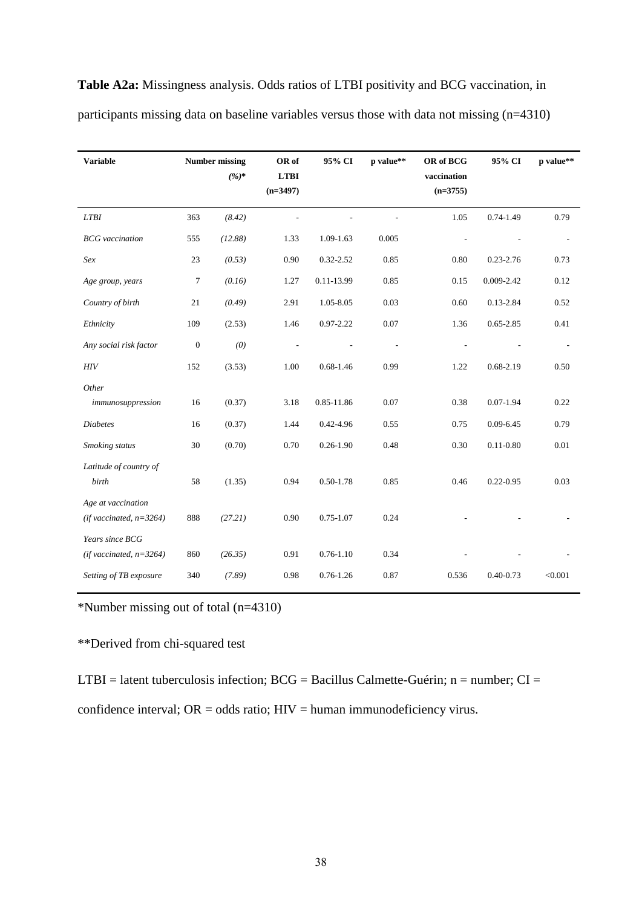**Table A2a:** Missingness analysis. Odds ratios of LTBI positivity and BCG vaccination, in participants missing data on baseline variables versus those with data not missing (n=4310)

| Variable | Number missing | *(%)** | OR of LTBI (n=3497) | 95% CI | p value** | OR of BCG vaccination (n=3755) | 95% CI | p value** |
|---|---|---|---|---|---|---|---|---|
| *LTBI* | 363 | *(8.42)* | - | - | - | 1.05 | 0.74-1.49 | 0.79 |
| *BCG vaccination* | 555 | *(12.88)* | 1.33 | 1.09-1.63 | 0.005 | - | - | - |
| *Sex* | 23 | *(0.53)* | 0.90 | 0.32-2.52 | 0.85 | 0.80 | 0.23-2.76 | 0.73 |
| *Age group, years* | 7 | *(0.16)* | 1.27 | 0.11-13.99 | 0.85 | 0.15 | 0.009-2.42 | 0.12 |
| *Country of birth* | 21 | *(0.49)* | 2.91 | 1.05-8.05 | 0.03 | 0.60 | 0.13-2.84 | 0.52 |
| *Ethnicity* | 109 | (2.53) | 1.46 | 0.97-2.22 | 0.07 | 1.36 | 0.65-2.85 | 0.41 |
| *Any social risk factor* | 0 | *(0)* | - | - | - | - | - | - |
| *HIV* | 152 | (3.53) | 1.00 | 0.68-1.46 | 0.99 | 1.22 | 0.68-2.19 | 0.50 |
| *Other immunosuppression* | 16 | (0.37) | 3.18 | 0.85-11.86 | 0.07 | 0.38 | 0.07-1.94 | 0.22 |
| *Diabetes* | 16 | (0.37) | 1.44 | 0.42-4.96 | 0.55 | 0.75 | 0.09-6.45 | 0.79 |
| *Smoking status* | 30 | (0.70) | 0.70 | 0.26-1.90 | 0.48 | 0.30 | 0.11-0.80 | 0.01 |
| *Latitude of country of birth* | 58 | (1.35) | 0.94 | 0.50-1.78 | 0.85 | 0.46 | 0.22-0.95 | 0.03 |
| *Age at vaccination (if vaccinated, n=3264)* | 888 | *(27.21)* | 0.90 | 0.75-1.07 | 0.24 | - | - | - |
| *Years since BCG (if vaccinated, n=3264)* | 860 | *(26.35)* | 0.91 | 0.76-1.10 | 0.34 | - | - | - |
| *Setting of TB exposure* | 340 | *(7.89)* | 0.98 | 0.76-1.26 | 0.87 | 0.536 | 0.40-0.73 | <0.001 |

*Number missing out of total (n=4310)

**Derived from chi-squared test

LTBI = latent tuberculosis infection; BCG = Bacillus Calmette-Guérin; n = number; CI = confidence interval; OR = odds ratio; HIV = human immunodeficiency virus.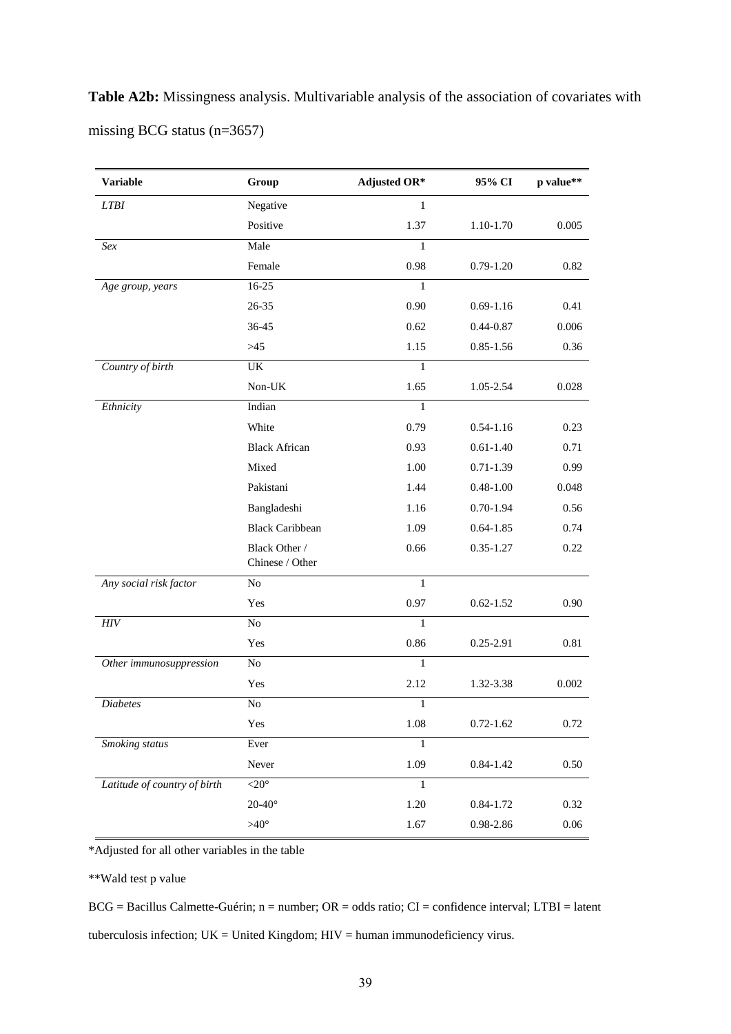**Table A2b:** Missingness analysis. Multivariable analysis of the association of covariates with missing BCG status (n=3657)

| Variable | Group | Adjusted OR* | 95% CI | p value** |
|---|---|---|---|---|
| *LTBI* | Negative | 1 | | |
| | Positive | 1.37 | 1.10-1.70 | 0.005 |
| *Sex* | Male | 1 | | |
| | Female | 0.98 | 0.79-1.20 | 0.82 |
| *Age group, years* | 16-25 | 1 | | |
| | 26-35 | 0.90 | 0.69-1.16 | 0.41 |
| | 36-45 | 0.62 | 0.44-0.87 | 0.006 |
| | >45 | 1.15 | 0.85-1.56 | 0.36 |
| *Country of birth* | UK | 1 | | |
| | Non-UK | 1.65 | 1.05-2.54 | 0.028 |
| *Ethnicity* | Indian | 1 | | |
| | White | 0.79 | 0.54-1.16 | 0.23 |
| | Black African | 0.93 | 0.61-1.40 | 0.71 |
| | Mixed | 1.00 | 0.71-1.39 | 0.99 |
| | Pakistani | 1.44 | 0.48-1.00 | 0.048 |
| | Bangladeshi | 1.16 | 0.70-1.94 | 0.56 |
| | Black Caribbean | 1.09 | 0.64-1.85 | 0.74 |
| | Black Other / Chinese / Other | 0.66 | 0.35-1.27 | 0.22 |
| *Any social risk factor* | No | 1 | | |
| | Yes | 0.97 | 0.62-1.52 | 0.90 |
| *HIV* | No | 1 | | |
| | Yes | 0.86 | 0.25-2.91 | 0.81 |
| *Other immunosuppression* | No | 1 | | |
| | Yes | 2.12 | 1.32-3.38 | 0.002 |
| *Diabetes* | No | 1 | | |
| | Yes | 1.08 | 0.72-1.62 | 0.72 |
| *Smoking status* | Ever | 1 | | |
| | Never | 1.09 | 0.84-1.42 | 0.50 |
| *Latitude of country of birth* | <20° | 1 | | |
| | 20-40° | 1.20 | 0.84-1.72 | 0.32 |
| | >40° | 1.67 | 0.98-2.86 | 0.06 |

*Adjusted for all other variables in the table

**Wald test p value

BCG = Bacillus Calmette-Guérin; n = number; OR = odds ratio; CI = confidence interval; LTBI = latent tuberculosis infection; UK = United Kingdom; HIV = human immunodeficiency virus.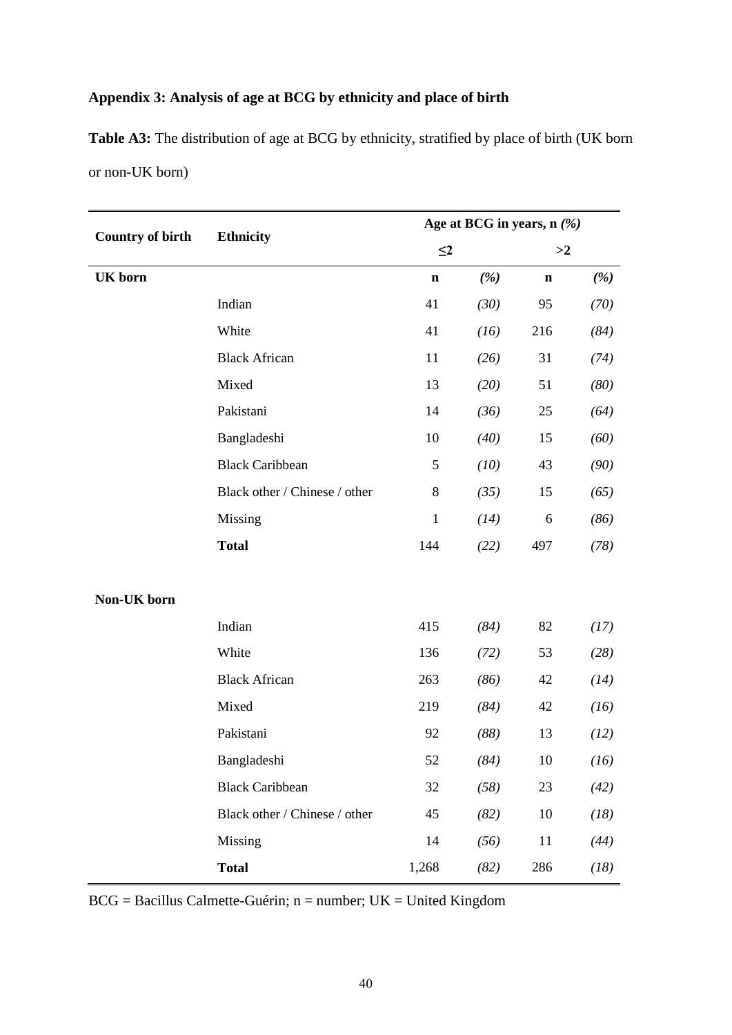## Appendix 3: Analysis of age at BCG by ethnicity and place of birth

**Table A3:** The distribution of age at BCG by ethnicity, stratified by place of birth (UK born or non-UK born)

| Country of birth | Ethnicity | Age at BCG in years, n *(%)* | | | |
|---|---|---|---|---|---|
| | | ≤2 | | >2 | |
| **UK born** | | **n** | ***(%)*** | **n** | ***(%)*** |
| | Indian | 41 | *(30)* | 95 | *(70)* |
| | White | 41 | *(16)* | 216 | *(84)* |
| | Black African | 11 | *(26)* | 31 | *(74)* |
| | Mixed | 13 | *(20)* | 51 | *(80)* |
| | Pakistani | 14 | *(36)* | 25 | *(64)* |
| | Bangladeshi | 10 | *(40)* | 15 | *(60)* |
| | Black Caribbean | 5 | *(10)* | 43 | *(90)* |
| | Black other / Chinese / other | 8 | *(35)* | 15 | *(65)* |
| | Missing | 1 | *(14)* | 6 | *(86)* |
| | **Total** | 144 | *(22)* | 497 | *(78)* |
| **Non-UK born** | | | | | |
| | Indian | 415 | *(84)* | 82 | *(17)* |
| | White | 136 | *(72)* | 53 | *(28)* |
| | Black African | 263 | *(86)* | 42 | *(14)* |
| | Mixed | 219 | *(84)* | 42 | *(16)* |
| | Pakistani | 92 | *(88)* | 13 | *(12)* |
| | Bangladeshi | 52 | *(84)* | 10 | *(16)* |
| | Black Caribbean | 32 | *(58)* | 23 | *(42)* |
| | Black other / Chinese / other | 45 | *(82)* | 10 | *(18)* |
| | Missing | 14 | *(56)* | 11 | *(44)* |
| | **Total** | 1,268 | *(82)* | 286 | *(18)* |

BCG = Bacillus Calmette-Guérin; n = number; UK = United Kingdom